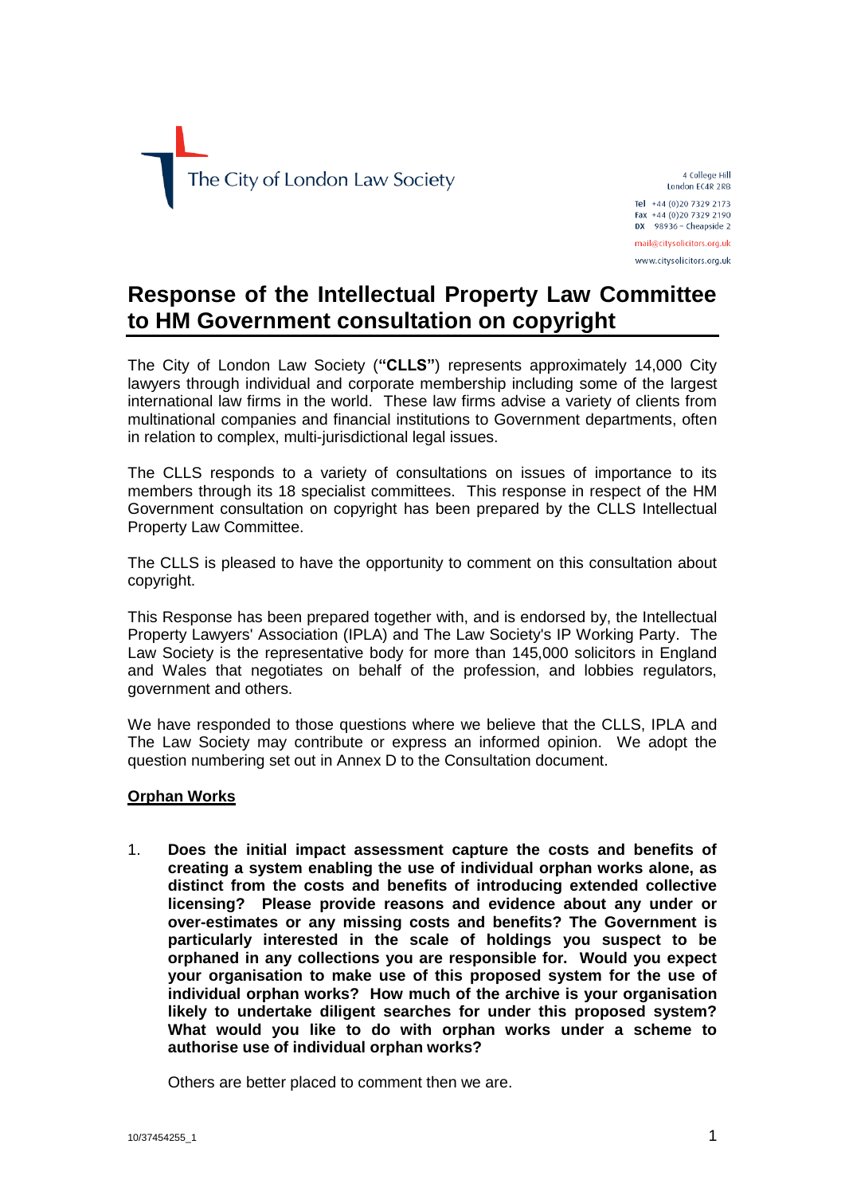The City of London Law Society

4 College Hill
London EC4R 2RB

Tel +44 (0)20 7329 2173
Fax +44 (0)20 7329 2190
DX 98936 – Cheapside 2

mail@citysolicitors.org.uk
www.citysolicitors.org.uk

# Response of the Intellectual Property Law Committee to HM Government consultation on copyright

The City of London Law Society (**"CLLS"**) represents approximately 14,000 City lawyers through individual and corporate membership including some of the largest international law firms in the world. These law firms advise a variety of clients from multinational companies and financial institutions to Government departments, often in relation to complex, multi-jurisdictional legal issues.

The CLLS responds to a variety of consultations on issues of importance to its members through its 18 specialist committees. This response in respect of the HM Government consultation on copyright has been prepared by the CLLS Intellectual Property Law Committee.

The CLLS is pleased to have the opportunity to comment on this consultation about copyright.

This Response has been prepared together with, and is endorsed by, the Intellectual Property Lawyers' Association (IPLA) and The Law Society's IP Working Party. The Law Society is the representative body for more than 145,000 solicitors in England and Wales that negotiates on behalf of the profession, and lobbies regulators, government and others.

We have responded to those questions where we believe that the CLLS, IPLA and The Law Society may contribute or express an informed opinion. We adopt the question numbering set out in Annex D to the Consultation document.

## Orphan Works

1. **Does the initial impact assessment capture the costs and benefits of creating a system enabling the use of individual orphan works alone, as distinct from the costs and benefits of introducing extended collective licensing? Please provide reasons and evidence about any under or over-estimates or any missing costs and benefits? The Government is particularly interested in the scale of holdings you suspect to be orphaned in any collections you are responsible for. Would you expect your organisation to make use of this proposed system for the use of individual orphan works? How much of the archive is your organisation likely to undertake diligent searches for under this proposed system? What would you like to do with orphan works under a scheme to authorise use of individual orphan works?**

   Others are better placed to comment then we are.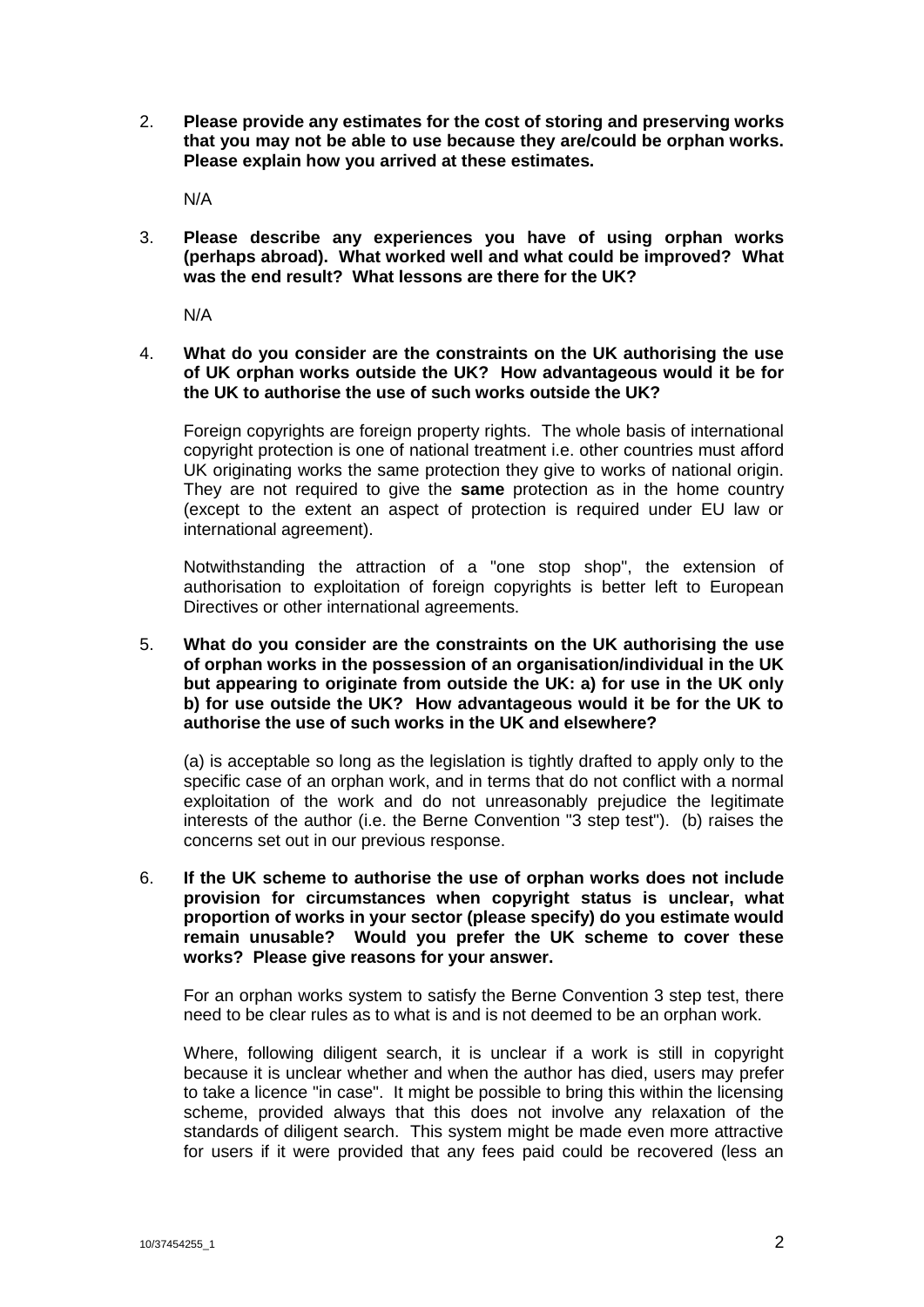2. **Please provide any estimates for the cost of storing and preserving works that you may not be able to use because they are/could be orphan works. Please explain how you arrived at these estimates.**

   N/A

3. **Please describe any experiences you have of using orphan works (perhaps abroad). What worked well and what could be improved? What was the end result? What lessons are there for the UK?**

   N/A

4. **What do you consider are the constraints on the UK authorising the use of UK orphan works outside the UK? How advantageous would it be for the UK to authorise the use of such works outside the UK?**

   Foreign copyrights are foreign property rights. The whole basis of international copyright protection is one of national treatment i.e. other countries must afford UK originating works the same protection they give to works of national origin. They are not required to give the **same** protection as in the home country (except to the extent an aspect of protection is required under EU law or international agreement).

   Notwithstanding the attraction of a "one stop shop", the extension of authorisation to exploitation of foreign copyrights is better left to European Directives or other international agreements.

5. **What do you consider are the constraints on the UK authorising the use of orphan works in the possession of an organisation/individual in the UK but appearing to originate from outside the UK: a) for use in the UK only b) for use outside the UK? How advantageous would it be for the UK to authorise the use of such works in the UK and elsewhere?**

   (a) is acceptable so long as the legislation is tightly drafted to apply only to the specific case of an orphan work, and in terms that do not conflict with a normal exploitation of the work and do not unreasonably prejudice the legitimate interests of the author (i.e. the Berne Convention "3 step test"). (b) raises the concerns set out in our previous response.

6. **If the UK scheme to authorise the use of orphan works does not include provision for circumstances when copyright status is unclear, what proportion of works in your sector (please specify) do you estimate would remain unusable? Would you prefer the UK scheme to cover these works? Please give reasons for your answer.**

   For an orphan works system to satisfy the Berne Convention 3 step test, there need to be clear rules as to what is and is not deemed to be an orphan work.

   Where, following diligent search, it is unclear if a work is still in copyright because it is unclear whether and when the author has died, users may prefer to take a licence "in case". It might be possible to bring this within the licensing scheme, provided always that this does not involve any relaxation of the standards of diligent search. This system might be made even more attractive for users if it were provided that any fees paid could be recovered (less an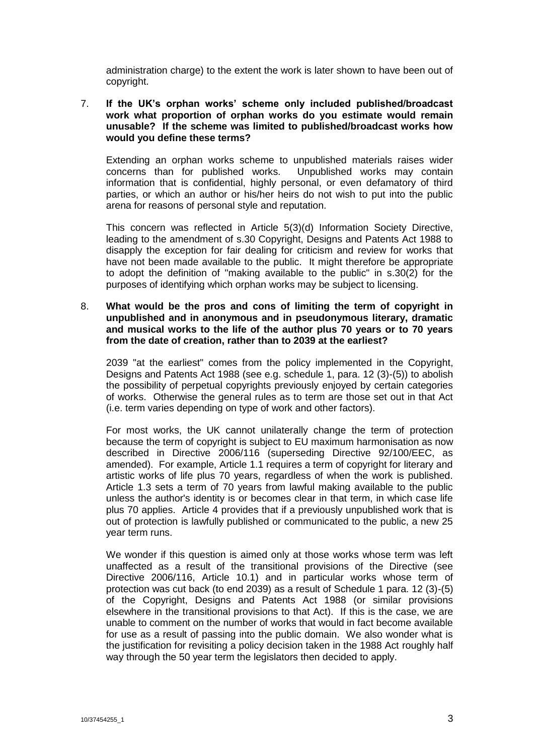administration charge) to the extent the work is later shown to have been out of copyright.

7. **If the UK's orphan works' scheme only included published/broadcast work what proportion of orphan works do you estimate would remain unusable? If the scheme was limited to published/broadcast works how would you define these terms?**

   Extending an orphan works scheme to unpublished materials raises wider concerns than for published works. Unpublished works may contain information that is confidential, highly personal, or even defamatory of third parties, or which an author or his/her heirs do not wish to put into the public arena for reasons of personal style and reputation.

   This concern was reflected in Article 5(3)(d) Information Society Directive, leading to the amendment of s.30 Copyright, Designs and Patents Act 1988 to disapply the exception for fair dealing for criticism and review for works that have not been made available to the public. It might therefore be appropriate to adopt the definition of "making available to the public" in s.30(2) for the purposes of identifying which orphan works may be subject to licensing.

8. **What would be the pros and cons of limiting the term of copyright in unpublished and in anonymous and in pseudonymous literary, dramatic and musical works to the life of the author plus 70 years or to 70 years from the date of creation, rather than to 2039 at the earliest?**

   2039 "at the earliest" comes from the policy implemented in the Copyright, Designs and Patents Act 1988 (see e.g. schedule 1, para. 12 (3)-(5)) to abolish the possibility of perpetual copyrights previously enjoyed by certain categories of works. Otherwise the general rules as to term are those set out in that Act (i.e. term varies depending on type of work and other factors).

   For most works, the UK cannot unilaterally change the term of protection because the term of copyright is subject to EU maximum harmonisation as now described in Directive 2006/116 (superseding Directive 92/100/EEC, as amended). For example, Article 1.1 requires a term of copyright for literary and artistic works of life plus 70 years, regardless of when the work is published. Article 1.3 sets a term of 70 years from lawful making available to the public unless the author's identity is or becomes clear in that term, in which case life plus 70 applies. Article 4 provides that if a previously unpublished work that is out of protection is lawfully published or communicated to the public, a new 25 year term runs.

   We wonder if this question is aimed only at those works whose term was left unaffected as a result of the transitional provisions of the Directive (see Directive 2006/116, Article 10.1) and in particular works whose term of protection was cut back (to end 2039) as a result of Schedule 1 para. 12 (3)-(5) of the Copyright, Designs and Patents Act 1988 (or similar provisions elsewhere in the transitional provisions to that Act). If this is the case, we are unable to comment on the number of works that would in fact become available for use as a result of passing into the public domain. We also wonder what is the justification for revisiting a policy decision taken in the 1988 Act roughly half way through the 50 year term the legislators then decided to apply.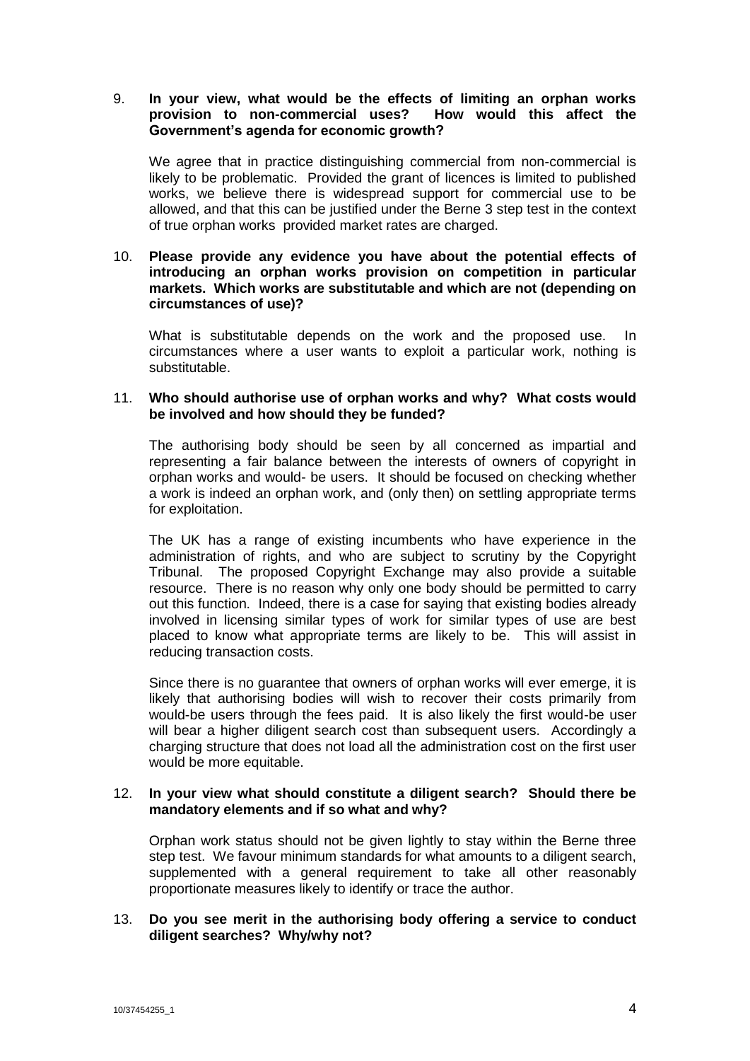9. **In your view, what would be the effects of limiting an orphan works provision to non-commercial uses? How would this affect the Government's agenda for economic growth?**

   We agree that in practice distinguishing commercial from non-commercial is likely to be problematic. Provided the grant of licences is limited to published works, we believe there is widespread support for commercial use to be allowed, and that this can be justified under the Berne 3 step test in the context of true orphan works provided market rates are charged.

10. **Please provide any evidence you have about the potential effects of introducing an orphan works provision on competition in particular markets. Which works are substitutable and which are not (depending on circumstances of use)?**

    What is substitutable depends on the work and the proposed use. In circumstances where a user wants to exploit a particular work, nothing is substitutable.

11. **Who should authorise use of orphan works and why? What costs would be involved and how should they be funded?**

    The authorising body should be seen by all concerned as impartial and representing a fair balance between the interests of owners of copyright in orphan works and would- be users. It should be focused on checking whether a work is indeed an orphan work, and (only then) on settling appropriate terms for exploitation.

    The UK has a range of existing incumbents who have experience in the administration of rights, and who are subject to scrutiny by the Copyright Tribunal. The proposed Copyright Exchange may also provide a suitable resource. There is no reason why only one body should be permitted to carry out this function. Indeed, there is a case for saying that existing bodies already involved in licensing similar types of work for similar types of use are best placed to know what appropriate terms are likely to be. This will assist in reducing transaction costs.

    Since there is no guarantee that owners of orphan works will ever emerge, it is likely that authorising bodies will wish to recover their costs primarily from would-be users through the fees paid. It is also likely the first would-be user will bear a higher diligent search cost than subsequent users. Accordingly a charging structure that does not load all the administration cost on the first user would be more equitable.

12. **In your view what should constitute a diligent search? Should there be mandatory elements and if so what and why?**

    Orphan work status should not be given lightly to stay within the Berne three step test. We favour minimum standards for what amounts to a diligent search, supplemented with a general requirement to take all other reasonably proportionate measures likely to identify or trace the author.

13. **Do you see merit in the authorising body offering a service to conduct diligent searches? Why/why not?**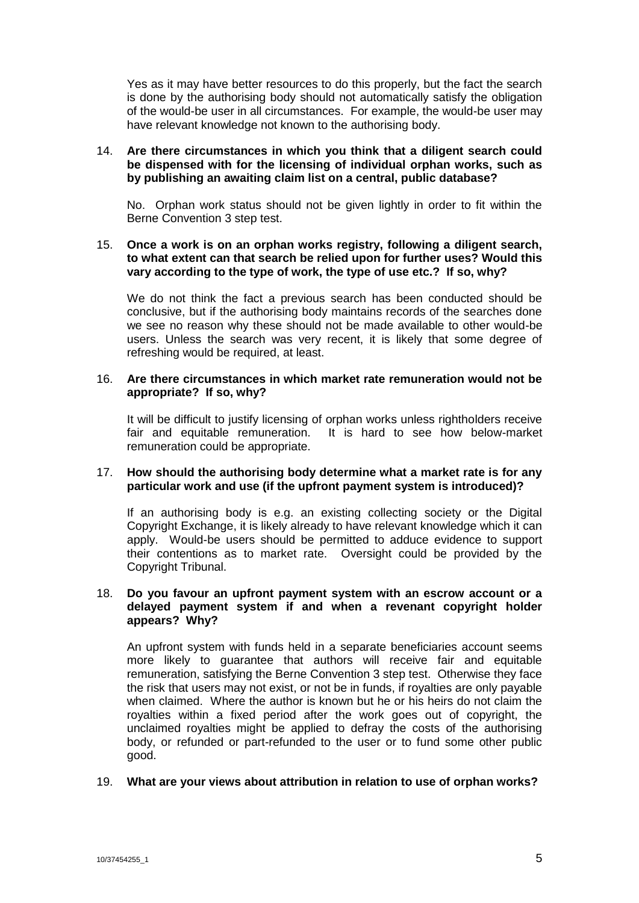Yes as it may have better resources to do this properly, but the fact the search is done by the authorising body should not automatically satisfy the obligation of the would-be user in all circumstances. For example, the would-be user may have relevant knowledge not known to the authorising body.

14. **Are there circumstances in which you think that a diligent search could be dispensed with for the licensing of individual orphan works, such as by publishing an awaiting claim list on a central, public database?**

    No. Orphan work status should not be given lightly in order to fit within the Berne Convention 3 step test.

15. **Once a work is on an orphan works registry, following a diligent search, to what extent can that search be relied upon for further uses? Would this vary according to the type of work, the type of use etc.? If so, why?**

    We do not think the fact a previous search has been conducted should be conclusive, but if the authorising body maintains records of the searches done we see no reason why these should not be made available to other would-be users. Unless the search was very recent, it is likely that some degree of refreshing would be required, at least.

16. **Are there circumstances in which market rate remuneration would not be appropriate? If so, why?**

    It will be difficult to justify licensing of orphan works unless rightholders receive fair and equitable remuneration. It is hard to see how below-market remuneration could be appropriate.

17. **How should the authorising body determine what a market rate is for any particular work and use (if the upfront payment system is introduced)?**

    If an authorising body is e.g. an existing collecting society or the Digital Copyright Exchange, it is likely already to have relevant knowledge which it can apply. Would-be users should be permitted to adduce evidence to support their contentions as to market rate. Oversight could be provided by the Copyright Tribunal.

18. **Do you favour an upfront payment system with an escrow account or a delayed payment system if and when a revenant copyright holder appears? Why?**

    An upfront system with funds held in a separate beneficiaries account seems more likely to guarantee that authors will receive fair and equitable remuneration, satisfying the Berne Convention 3 step test. Otherwise they face the risk that users may not exist, or not be in funds, if royalties are only payable when claimed. Where the author is known but he or his heirs do not claim the royalties within a fixed period after the work goes out of copyright, the unclaimed royalties might be applied to defray the costs of the authorising body, or refunded or part-refunded to the user or to fund some other public good.

19. **What are your views about attribution in relation to use of orphan works?**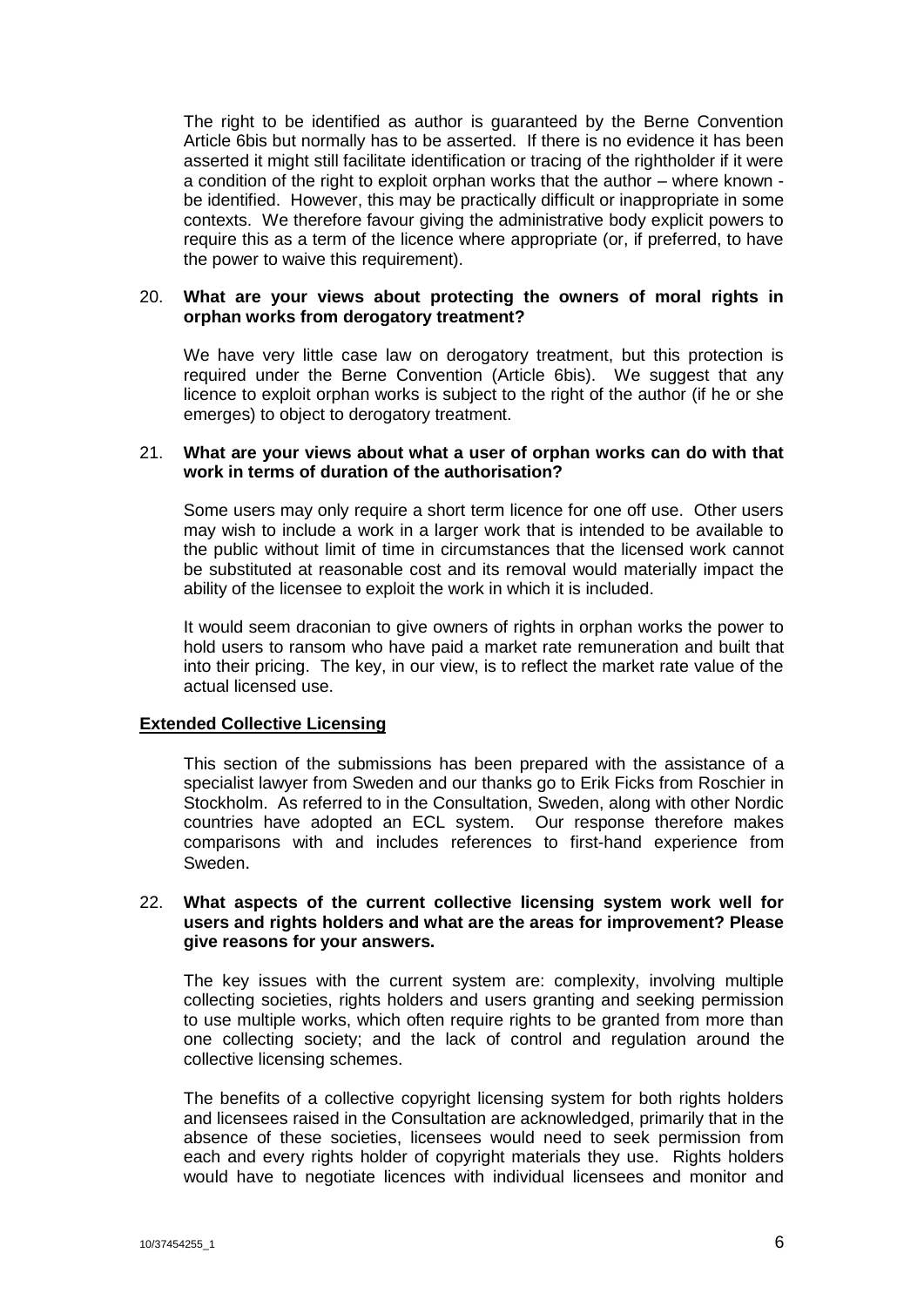The right to be identified as author is guaranteed by the Berne Convention Article 6bis but normally has to be asserted. If there is no evidence it has been asserted it might still facilitate identification or tracing of the rightholder if it were a condition of the right to exploit orphan works that the author – where known - be identified. However, this may be practically difficult or inappropriate in some contexts. We therefore favour giving the administrative body explicit powers to require this as a term of the licence where appropriate (or, if preferred, to have the power to waive this requirement).

20. **What are your views about protecting the owners of moral rights in orphan works from derogatory treatment?**

We have very little case law on derogatory treatment, but this protection is required under the Berne Convention (Article 6bis). We suggest that any licence to exploit orphan works is subject to the right of the author (if he or she emerges) to object to derogatory treatment.

21. **What are your views about what a user of orphan works can do with that work in terms of duration of the authorisation?**

Some users may only require a short term licence for one off use. Other users may wish to include a work in a larger work that is intended to be available to the public without limit of time in circumstances that the licensed work cannot be substituted at reasonable cost and its removal would materially impact the ability of the licensee to exploit the work in which it is included.

It would seem draconian to give owners of rights in orphan works the power to hold users to ransom who have paid a market rate remuneration and built that into their pricing. The key, in our view, is to reflect the market rate value of the actual licensed use.

**Extended Collective Licensing**

This section of the submissions has been prepared with the assistance of a specialist lawyer from Sweden and our thanks go to Erik Ficks from Roschier in Stockholm. As referred to in the Consultation, Sweden, along with other Nordic countries have adopted an ECL system. Our response therefore makes comparisons with and includes references to first-hand experience from Sweden.

22. **What aspects of the current collective licensing system work well for users and rights holders and what are the areas for improvement? Please give reasons for your answers.**

The key issues with the current system are: complexity, involving multiple collecting societies, rights holders and users granting and seeking permission to use multiple works, which often require rights to be granted from more than one collecting society; and the lack of control and regulation around the collective licensing schemes.

The benefits of a collective copyright licensing system for both rights holders and licensees raised in the Consultation are acknowledged, primarily that in the absence of these societies, licensees would need to seek permission from each and every rights holder of copyright materials they use. Rights holders would have to negotiate licences with individual licensees and monitor and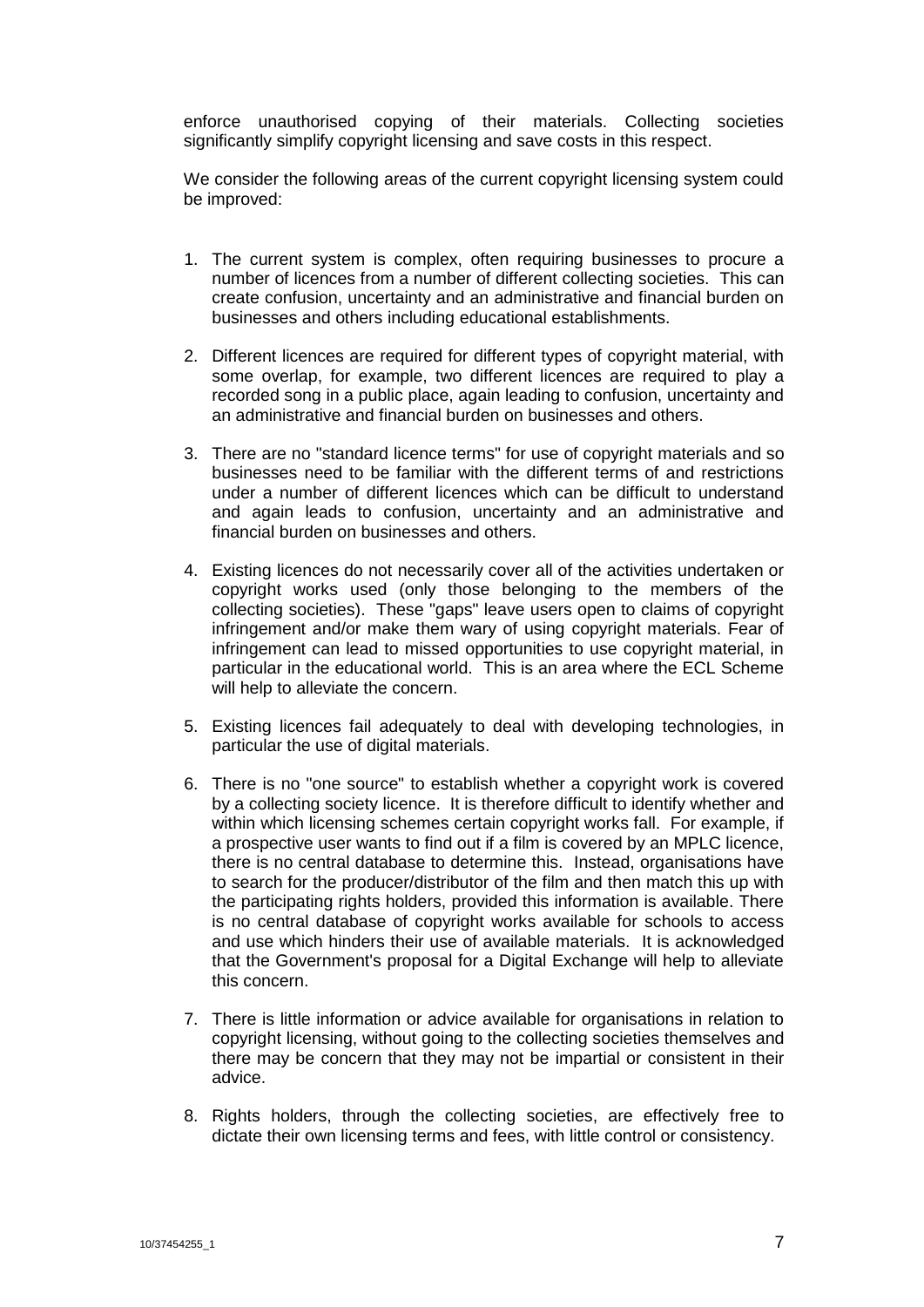enforce unauthorised copying of their materials. Collecting societies significantly simplify copyright licensing and save costs in this respect.

We consider the following areas of the current copyright licensing system could be improved:

1. The current system is complex, often requiring businesses to procure a number of licences from a number of different collecting societies. This can create confusion, uncertainty and an administrative and financial burden on businesses and others including educational establishments.

2. Different licences are required for different types of copyright material, with some overlap, for example, two different licences are required to play a recorded song in a public place, again leading to confusion, uncertainty and an administrative and financial burden on businesses and others.

3. There are no "standard licence terms" for use of copyright materials and so businesses need to be familiar with the different terms of and restrictions under a number of different licences which can be difficult to understand and again leads to confusion, uncertainty and an administrative and financial burden on businesses and others.

4. Existing licences do not necessarily cover all of the activities undertaken or copyright works used (only those belonging to the members of the collecting societies). These "gaps" leave users open to claims of copyright infringement and/or make them wary of using copyright materials. Fear of infringement can lead to missed opportunities to use copyright material, in particular in the educational world. This is an area where the ECL Scheme will help to alleviate the concern.

5. Existing licences fail adequately to deal with developing technologies, in particular the use of digital materials.

6. There is no "one source" to establish whether a copyright work is covered by a collecting society licence. It is therefore difficult to identify whether and within which licensing schemes certain copyright works fall. For example, if a prospective user wants to find out if a film is covered by an MPLC licence, there is no central database to determine this. Instead, organisations have to search for the producer/distributor of the film and then match this up with the participating rights holders, provided this information is available. There is no central database of copyright works available for schools to access and use which hinders their use of available materials. It is acknowledged that the Government's proposal for a Digital Exchange will help to alleviate this concern.

7. There is little information or advice available for organisations in relation to copyright licensing, without going to the collecting societies themselves and there may be concern that they may not be impartial or consistent in their advice.

8. Rights holders, through the collecting societies, are effectively free to dictate their own licensing terms and fees, with little control or consistency.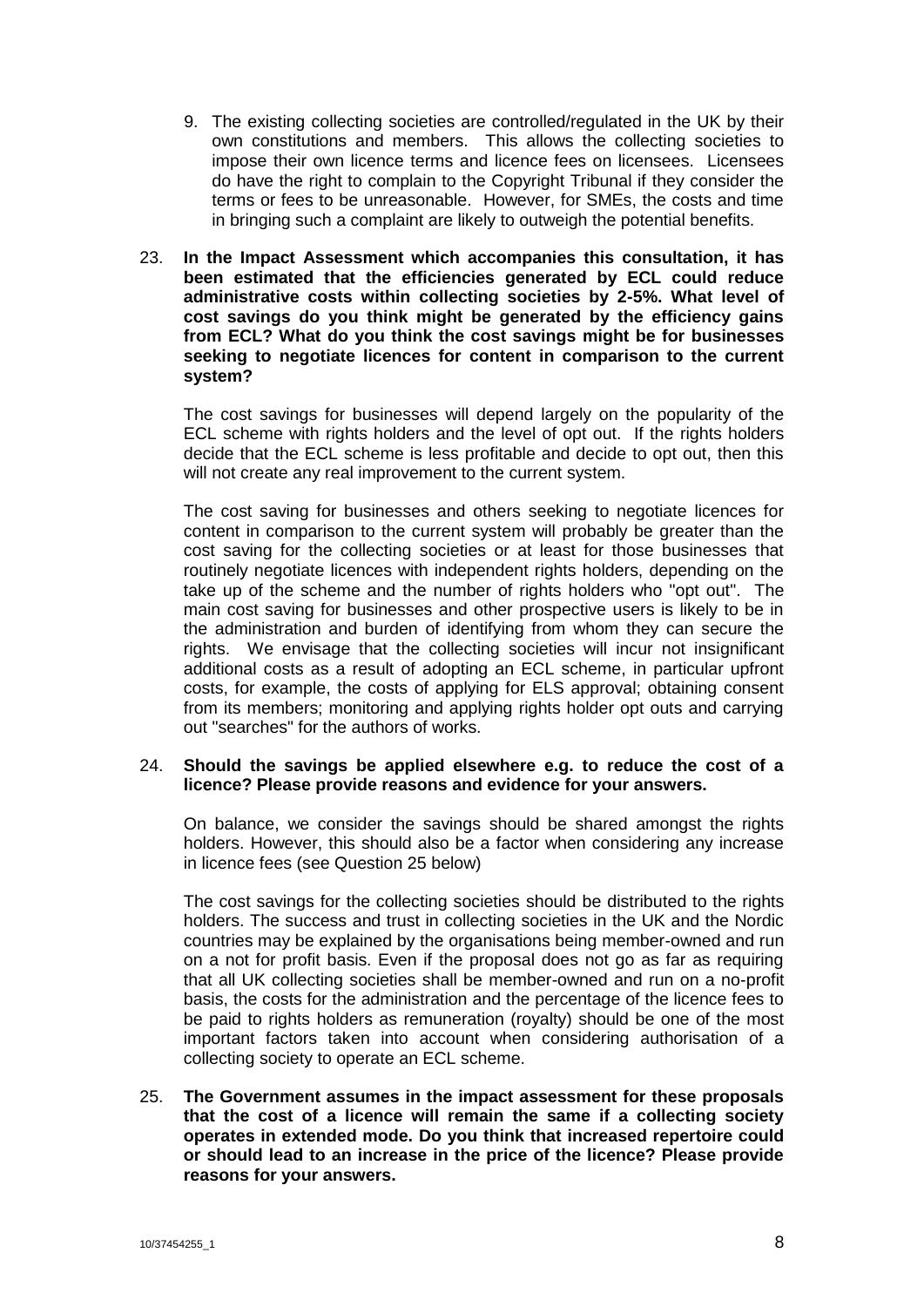9. The existing collecting societies are controlled/regulated in the UK by their own constitutions and members. This allows the collecting societies to impose their own licence terms and licence fees on licensees. Licensees do have the right to complain to the Copyright Tribunal if they consider the terms or fees to be unreasonable. However, for SMEs, the costs and time in bringing such a complaint are likely to outweigh the potential benefits.

23. **In the Impact Assessment which accompanies this consultation, it has been estimated that the efficiencies generated by ECL could reduce administrative costs within collecting societies by 2-5%. What level of cost savings do you think might be generated by the efficiency gains from ECL? What do you think the cost savings might be for businesses seeking to negotiate licences for content in comparison to the current system?**

The cost savings for businesses will depend largely on the popularity of the ECL scheme with rights holders and the level of opt out. If the rights holders decide that the ECL scheme is less profitable and decide to opt out, then this will not create any real improvement to the current system.

The cost saving for businesses and others seeking to negotiate licences for content in comparison to the current system will probably be greater than the cost saving for the collecting societies or at least for those businesses that routinely negotiate licences with independent rights holders, depending on the take up of the scheme and the number of rights holders who "opt out". The main cost saving for businesses and other prospective users is likely to be in the administration and burden of identifying from whom they can secure the rights. We envisage that the collecting societies will incur not insignificant additional costs as a result of adopting an ECL scheme, in particular upfront costs, for example, the costs of applying for ELS approval; obtaining consent from its members; monitoring and applying rights holder opt outs and carrying out "searches" for the authors of works.

24. **Should the savings be applied elsewhere e.g. to reduce the cost of a licence? Please provide reasons and evidence for your answers.**

On balance, we consider the savings should be shared amongst the rights holders. However, this should also be a factor when considering any increase in licence fees (see Question 25 below)

The cost savings for the collecting societies should be distributed to the rights holders. The success and trust in collecting societies in the UK and the Nordic countries may be explained by the organisations being member-owned and run on a not for profit basis. Even if the proposal does not go as far as requiring that all UK collecting societies shall be member-owned and run on a no-profit basis, the costs for the administration and the percentage of the licence fees to be paid to rights holders as remuneration (royalty) should be one of the most important factors taken into account when considering authorisation of a collecting society to operate an ECL scheme.

25. **The Government assumes in the impact assessment for these proposals that the cost of a licence will remain the same if a collecting society operates in extended mode. Do you think that increased repertoire could or should lead to an increase in the price of the licence? Please provide reasons for your answers.**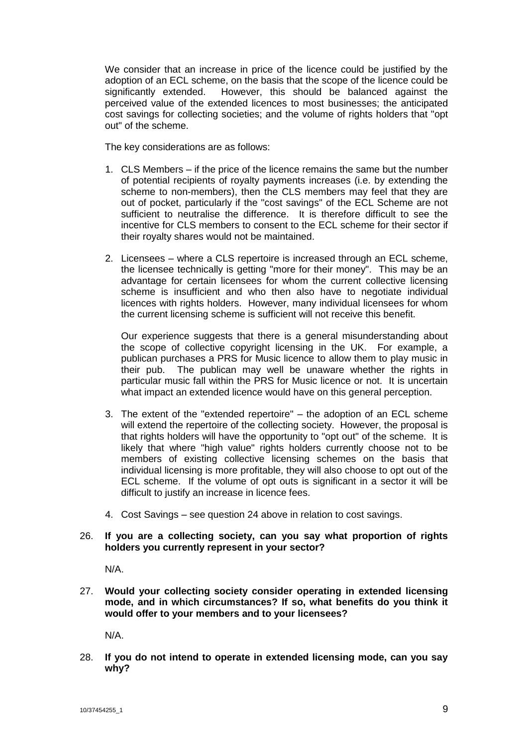We consider that an increase in price of the licence could be justified by the adoption of an ECL scheme, on the basis that the scope of the licence could be significantly extended. However, this should be balanced against the perceived value of the extended licences to most businesses; the anticipated cost savings for collecting societies; and the volume of rights holders that "opt out" of the scheme.

The key considerations are as follows:

1. CLS Members – if the price of the licence remains the same but the number of potential recipients of royalty payments increases (i.e. by extending the scheme to non-members), then the CLS members may feel that they are out of pocket, particularly if the "cost savings" of the ECL Scheme are not sufficient to neutralise the difference. It is therefore difficult to see the incentive for CLS members to consent to the ECL scheme for their sector if their royalty shares would not be maintained.

2. Licensees – where a CLS repertoire is increased through an ECL scheme, the licensee technically is getting "more for their money". This may be an advantage for certain licensees for whom the current collective licensing scheme is insufficient and who then also have to negotiate individual licences with rights holders. However, many individual licensees for whom the current licensing scheme is sufficient will not receive this benefit.

   Our experience suggests that there is a general misunderstanding about the scope of collective copyright licensing in the UK. For example, a publican purchases a PRS for Music licence to allow them to play music in their pub. The publican may well be unaware whether the rights in particular music fall within the PRS for Music licence or not. It is uncertain what impact an extended licence would have on this general perception.

3. The extent of the "extended repertoire" – the adoption of an ECL scheme will extend the repertoire of the collecting society. However, the proposal is that rights holders will have the opportunity to "opt out" of the scheme. It is likely that where "high value" rights holders currently choose not to be members of existing collective licensing schemes on the basis that individual licensing is more profitable, they will also choose to opt out of the ECL scheme. If the volume of opt outs is significant in a sector it will be difficult to justify an increase in licence fees.

4. Cost Savings – see question 24 above in relation to cost savings.

26. **If you are a collecting society, can you say what proportion of rights holders you currently represent in your sector?**

    N/A.

27. **Would your collecting society consider operating in extended licensing mode, and in which circumstances? If so, what benefits do you think it would offer to your members and to your licensees?**

    N/A.

28. **If you do not intend to operate in extended licensing mode, can you say why?**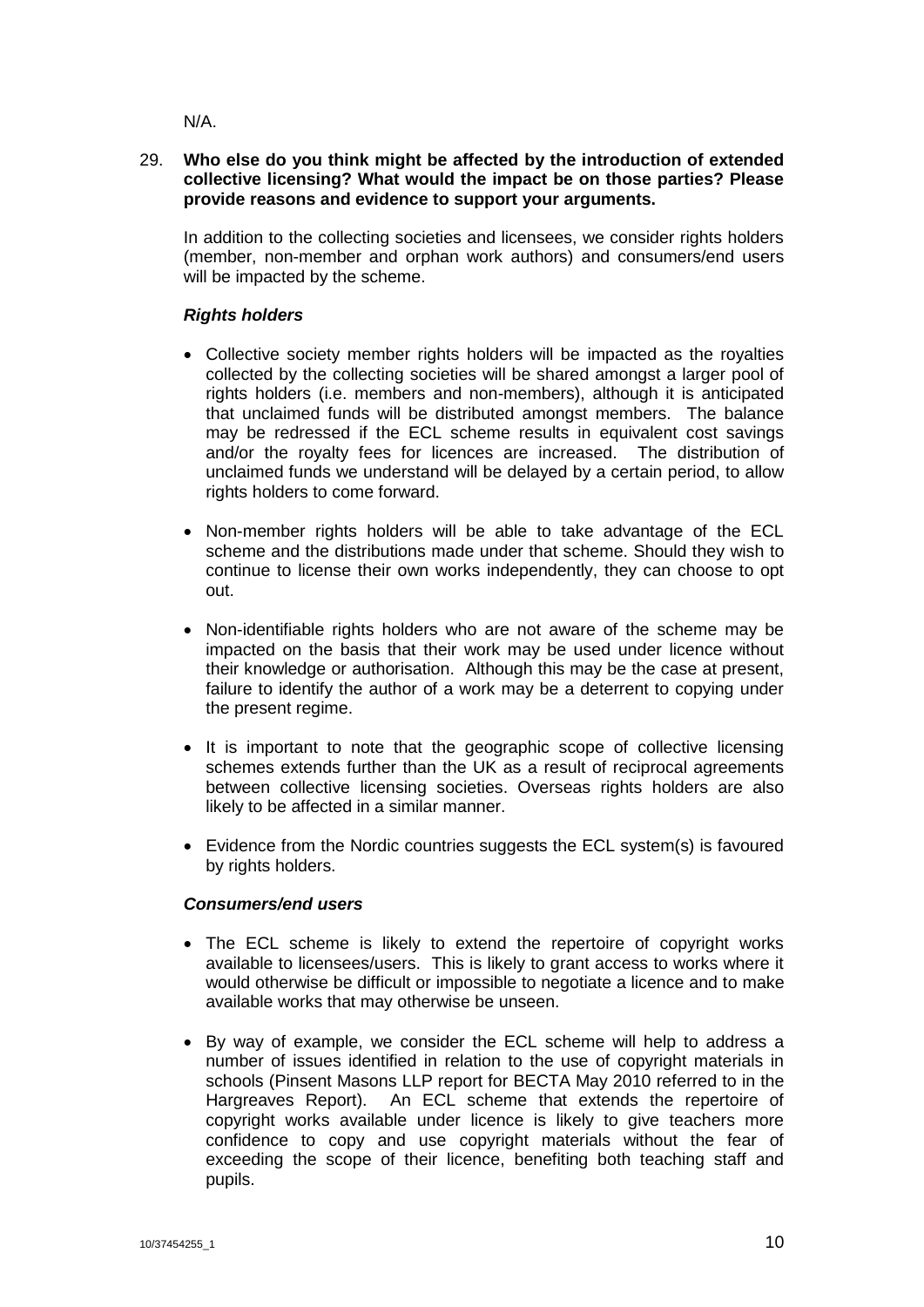N/A.

29. **Who else do you think might be affected by the introduction of extended collective licensing? What would the impact be on those parties? Please provide reasons and evidence to support your arguments.**

In addition to the collecting societies and licensees, we consider rights holders (member, non-member and orphan work authors) and consumers/end users will be impacted by the scheme.

***Rights holders***

- Collective society member rights holders will be impacted as the royalties collected by the collecting societies will be shared amongst a larger pool of rights holders (i.e. members and non-members), although it is anticipated that unclaimed funds will be distributed amongst members. The balance may be redressed if the ECL scheme results in equivalent cost savings and/or the royalty fees for licences are increased. The distribution of unclaimed funds we understand will be delayed by a certain period, to allow rights holders to come forward.

- Non-member rights holders will be able to take advantage of the ECL scheme and the distributions made under that scheme. Should they wish to continue to license their own works independently, they can choose to opt out.

- Non-identifiable rights holders who are not aware of the scheme may be impacted on the basis that their work may be used under licence without their knowledge or authorisation. Although this may be the case at present, failure to identify the author of a work may be a deterrent to copying under the present regime.

- It is important to note that the geographic scope of collective licensing schemes extends further than the UK as a result of reciprocal agreements between collective licensing societies. Overseas rights holders are also likely to be affected in a similar manner.

- Evidence from the Nordic countries suggests the ECL system(s) is favoured by rights holders.

***Consumers/end users***

- The ECL scheme is likely to extend the repertoire of copyright works available to licensees/users. This is likely to grant access to works where it would otherwise be difficult or impossible to negotiate a licence and to make available works that may otherwise be unseen.

- By way of example, we consider the ECL scheme will help to address a number of issues identified in relation to the use of copyright materials in schools (Pinsent Masons LLP report for BECTA May 2010 referred to in the Hargreaves Report). An ECL scheme that extends the repertoire of copyright works available under licence is likely to give teachers more confidence to copy and use copyright materials without the fear of exceeding the scope of their licence, benefiting both teaching staff and pupils.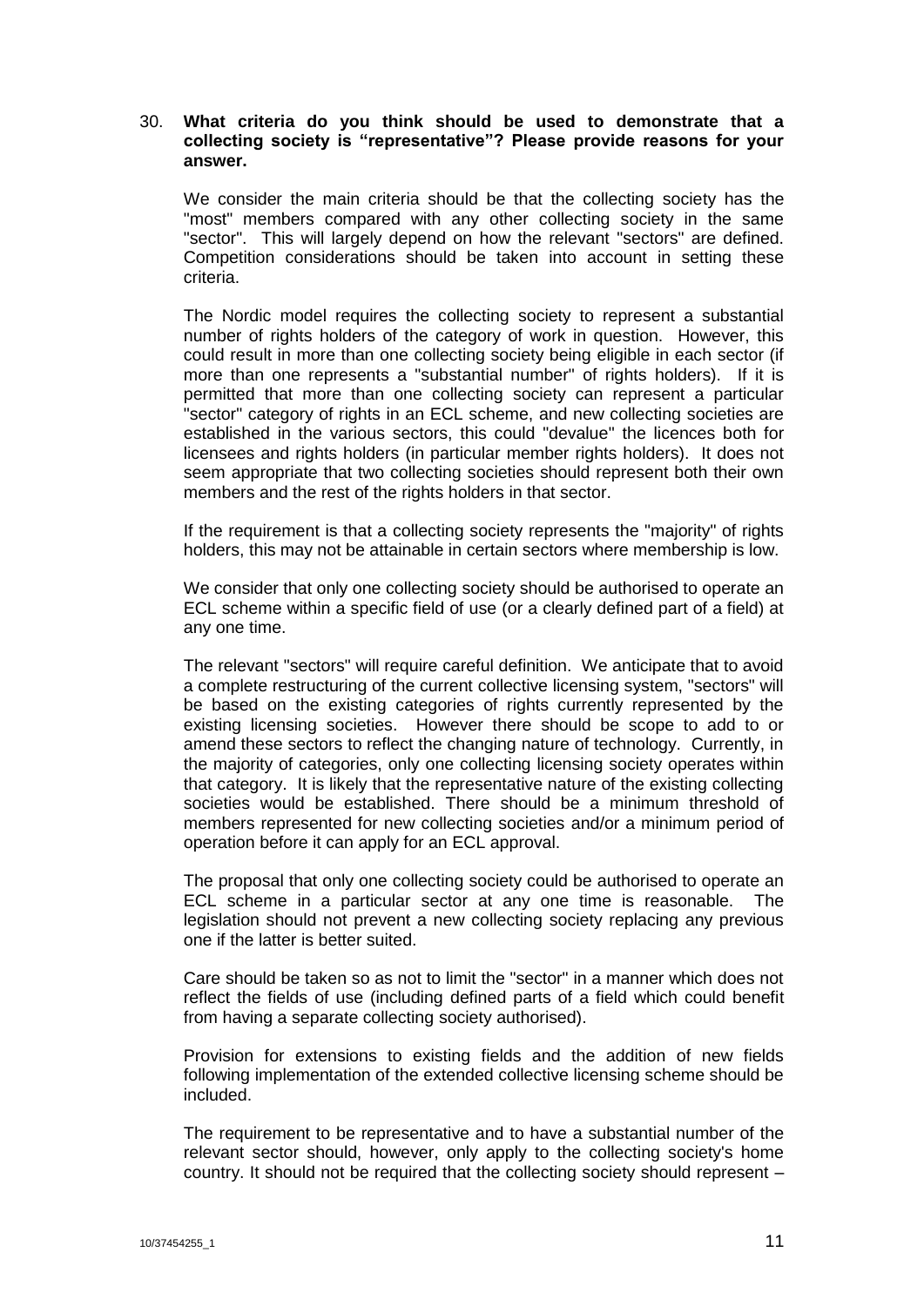30. **What criteria do you think should be used to demonstrate that a collecting society is "representative"? Please provide reasons for your answer.**

    We consider the main criteria should be that the collecting society has the "most" members compared with any other collecting society in the same "sector". This will largely depend on how the relevant "sectors" are defined. Competition considerations should be taken into account in setting these criteria.

    The Nordic model requires the collecting society to represent a substantial number of rights holders of the category of work in question. However, this could result in more than one collecting society being eligible in each sector (if more than one represents a "substantial number" of rights holders). If it is permitted that more than one collecting society can represent a particular "sector" category of rights in an ECL scheme, and new collecting societies are established in the various sectors, this could "devalue" the licences both for licensees and rights holders (in particular member rights holders). It does not seem appropriate that two collecting societies should represent both their own members and the rest of the rights holders in that sector.

    If the requirement is that a collecting society represents the "majority" of rights holders, this may not be attainable in certain sectors where membership is low.

    We consider that only one collecting society should be authorised to operate an ECL scheme within a specific field of use (or a clearly defined part of a field) at any one time.

    The relevant "sectors" will require careful definition. We anticipate that to avoid a complete restructuring of the current collective licensing system, "sectors" will be based on the existing categories of rights currently represented by the existing licensing societies. However there should be scope to add to or amend these sectors to reflect the changing nature of technology. Currently, in the majority of categories, only one collecting licensing society operates within that category. It is likely that the representative nature of the existing collecting societies would be established. There should be a minimum threshold of members represented for new collecting societies and/or a minimum period of operation before it can apply for an ECL approval.

    The proposal that only one collecting society could be authorised to operate an ECL scheme in a particular sector at any one time is reasonable. The legislation should not prevent a new collecting society replacing any previous one if the latter is better suited.

    Care should be taken so as not to limit the "sector" in a manner which does not reflect the fields of use (including defined parts of a field which could benefit from having a separate collecting society authorised).

    Provision for extensions to existing fields and the addition of new fields following implementation of the extended collective licensing scheme should be included.

    The requirement to be representative and to have a substantial number of the relevant sector should, however, only apply to the collecting society's home country. It should not be required that the collecting society should represent –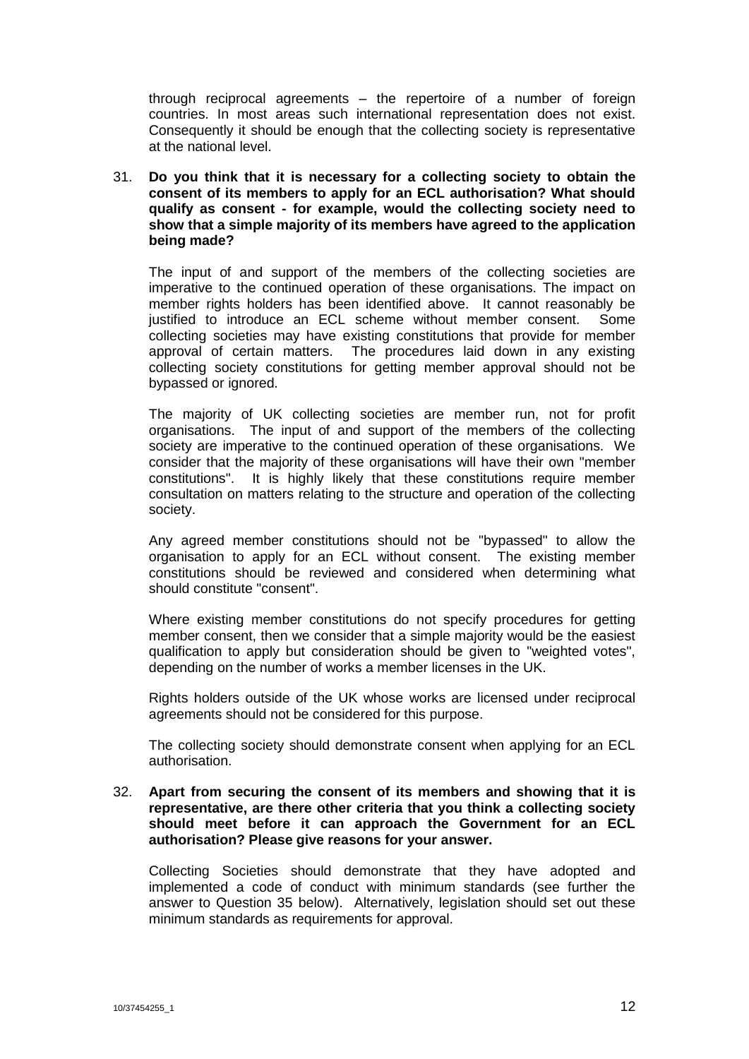through reciprocal agreements – the repertoire of a number of foreign countries. In most areas such international representation does not exist. Consequently it should be enough that the collecting society is representative at the national level.

31. **Do you think that it is necessary for a collecting society to obtain the consent of its members to apply for an ECL authorisation? What should qualify as consent - for example, would the collecting society need to show that a simple majority of its members have agreed to the application being made?**

 The input of and support of the members of the collecting societies are imperative to the continued operation of these organisations. The impact on member rights holders has been identified above. It cannot reasonably be justified to introduce an ECL scheme without member consent. Some collecting societies may have existing constitutions that provide for member approval of certain matters. The procedures laid down in any existing collecting society constitutions for getting member approval should not be bypassed or ignored.

 The majority of UK collecting societies are member run, not for profit organisations. The input of and support of the members of the collecting society are imperative to the continued operation of these organisations. We consider that the majority of these organisations will have their own "member constitutions". It is highly likely that these constitutions require member consultation on matters relating to the structure and operation of the collecting society.

 Any agreed member constitutions should not be "bypassed" to allow the organisation to apply for an ECL without consent. The existing member constitutions should be reviewed and considered when determining what should constitute "consent".

 Where existing member constitutions do not specify procedures for getting member consent, then we consider that a simple majority would be the easiest qualification to apply but consideration should be given to "weighted votes", depending on the number of works a member licenses in the UK.

 Rights holders outside of the UK whose works are licensed under reciprocal agreements should not be considered for this purpose.

 The collecting society should demonstrate consent when applying for an ECL authorisation.

32. **Apart from securing the consent of its members and showing that it is representative, are there other criteria that you think a collecting society should meet before it can approach the Government for an ECL authorisation? Please give reasons for your answer.**

 Collecting Societies should demonstrate that they have adopted and implemented a code of conduct with minimum standards (see further the answer to Question 35 below). Alternatively, legislation should set out these minimum standards as requirements for approval.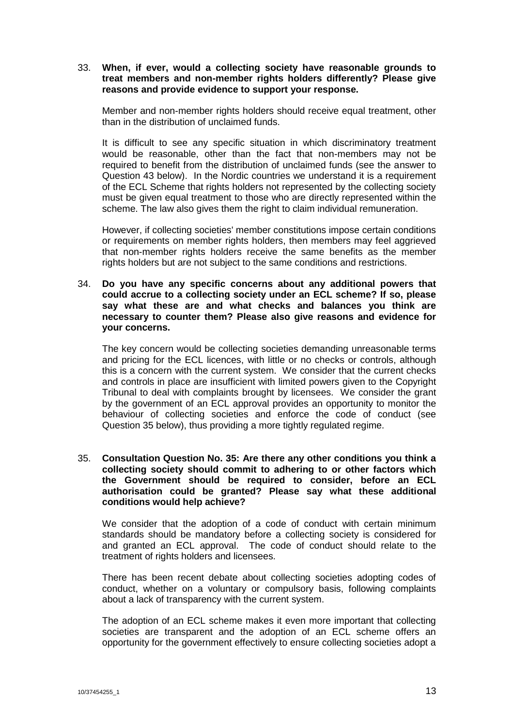33. **When, if ever, would a collecting society have reasonable grounds to treat members and non-member rights holders differently? Please give reasons and provide evidence to support your response.**

    Member and non-member rights holders should receive equal treatment, other than in the distribution of unclaimed funds.

    It is difficult to see any specific situation in which discriminatory treatment would be reasonable, other than the fact that non-members may not be required to benefit from the distribution of unclaimed funds (see the answer to Question 43 below). In the Nordic countries we understand it is a requirement of the ECL Scheme that rights holders not represented by the collecting society must be given equal treatment to those who are directly represented within the scheme. The law also gives them the right to claim individual remuneration.

    However, if collecting societies' member constitutions impose certain conditions or requirements on member rights holders, then members may feel aggrieved that non-member rights holders receive the same benefits as the member rights holders but are not subject to the same conditions and restrictions.

34. **Do you have any specific concerns about any additional powers that could accrue to a collecting society under an ECL scheme? If so, please say what these are and what checks and balances you think are necessary to counter them? Please also give reasons and evidence for your concerns.**

    The key concern would be collecting societies demanding unreasonable terms and pricing for the ECL licences, with little or no checks or controls, although this is a concern with the current system. We consider that the current checks and controls in place are insufficient with limited powers given to the Copyright Tribunal to deal with complaints brought by licensees. We consider the grant by the government of an ECL approval provides an opportunity to monitor the behaviour of collecting societies and enforce the code of conduct (see Question 35 below), thus providing a more tightly regulated regime.

35. **Consultation Question No. 35: Are there any other conditions you think a collecting society should commit to adhering to or other factors which the Government should be required to consider, before an ECL authorisation could be granted? Please say what these additional conditions would help achieve?**

    We consider that the adoption of a code of conduct with certain minimum standards should be mandatory before a collecting society is considered for and granted an ECL approval. The code of conduct should relate to the treatment of rights holders and licensees.

    There has been recent debate about collecting societies adopting codes of conduct, whether on a voluntary or compulsory basis, following complaints about a lack of transparency with the current system.

    The adoption of an ECL scheme makes it even more important that collecting societies are transparent and the adoption of an ECL scheme offers an opportunity for the government effectively to ensure collecting societies adopt a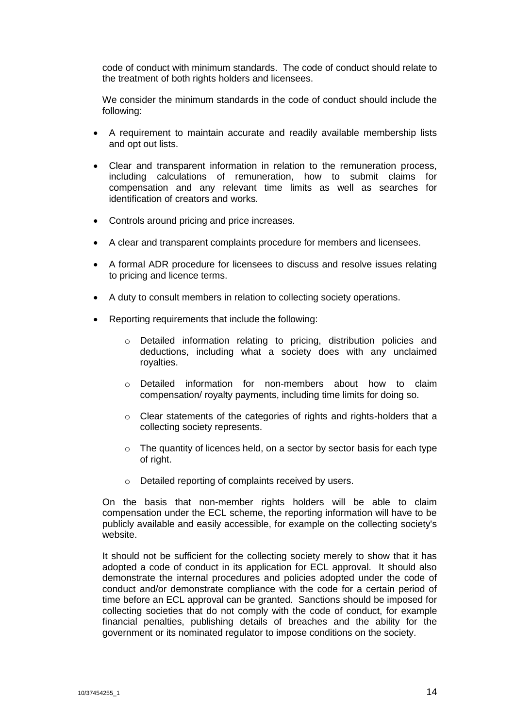code of conduct with minimum standards. The code of conduct should relate to the treatment of both rights holders and licensees.

We consider the minimum standards in the code of conduct should include the following:

- A requirement to maintain accurate and readily available membership lists and opt out lists.
- Clear and transparent information in relation to the remuneration process, including calculations of remuneration, how to submit claims for compensation and any relevant time limits as well as searches for identification of creators and works.
- Controls around pricing and price increases.
- A clear and transparent complaints procedure for members and licensees.
- A formal ADR procedure for licensees to discuss and resolve issues relating to pricing and licence terms.
- A duty to consult members in relation to collecting society operations.
- Reporting requirements that include the following:
  - Detailed information relating to pricing, distribution policies and deductions, including what a society does with any unclaimed royalties.
  - Detailed information for non-members about how to claim compensation/ royalty payments, including time limits for doing so.
  - Clear statements of the categories of rights and rights-holders that a collecting society represents.
  - The quantity of licences held, on a sector by sector basis for each type of right.
  - Detailed reporting of complaints received by users.

On the basis that non-member rights holders will be able to claim compensation under the ECL scheme, the reporting information will have to be publicly available and easily accessible, for example on the collecting society's website.

It should not be sufficient for the collecting society merely to show that it has adopted a code of conduct in its application for ECL approval. It should also demonstrate the internal procedures and policies adopted under the code of conduct and/or demonstrate compliance with the code for a certain period of time before an ECL approval can be granted. Sanctions should be imposed for collecting societies that do not comply with the code of conduct, for example financial penalties, publishing details of breaches and the ability for the government or its nominated regulator to impose conditions on the society.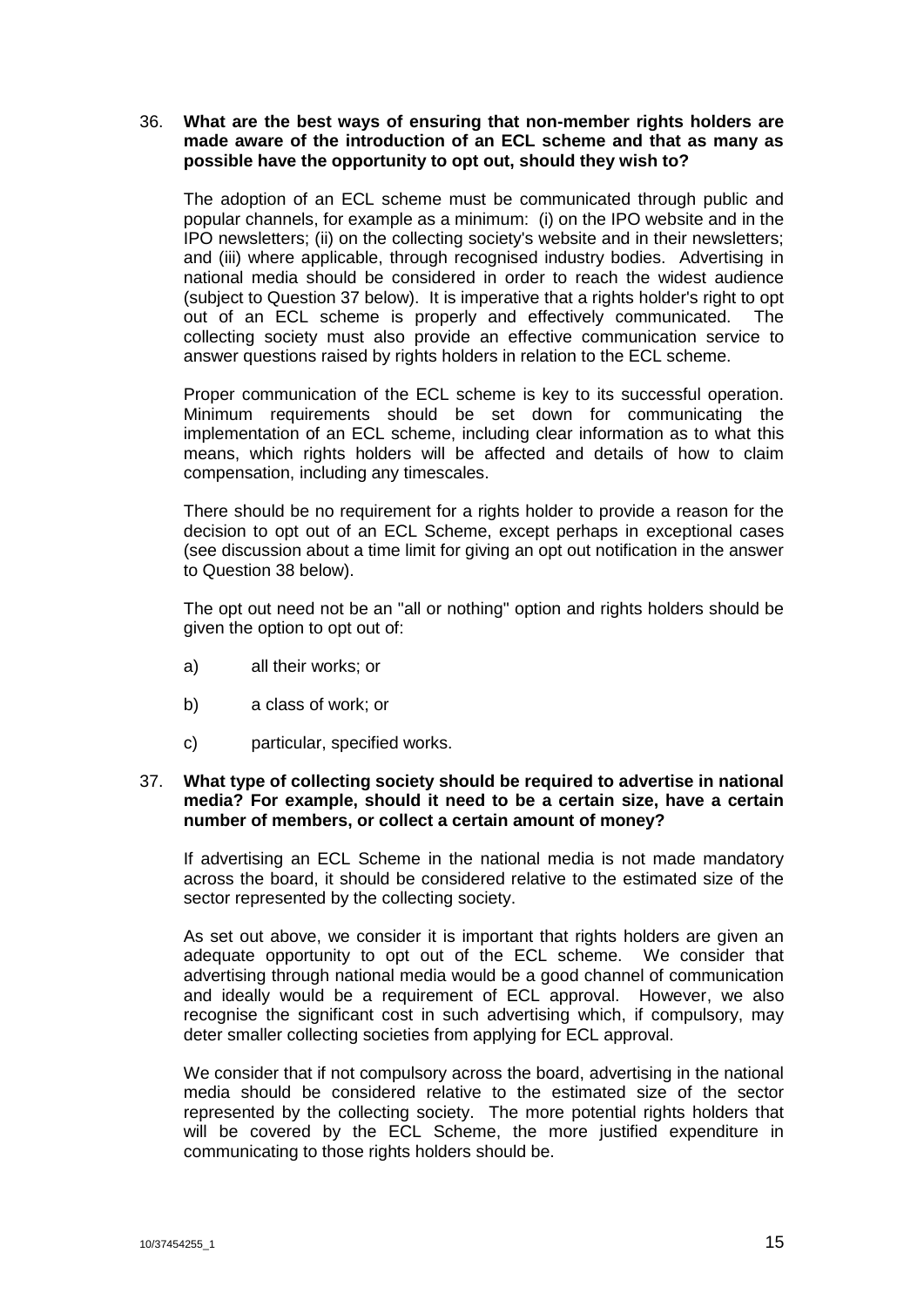36. **What are the best ways of ensuring that non-member rights holders are made aware of the introduction of an ECL scheme and that as many as possible have the opportunity to opt out, should they wish to?**

The adoption of an ECL scheme must be communicated through public and popular channels, for example as a minimum: (i) on the IPO website and in the IPO newsletters; (ii) on the collecting society's website and in their newsletters; and (iii) where applicable, through recognised industry bodies. Advertising in national media should be considered in order to reach the widest audience (subject to Question 37 below). It is imperative that a rights holder's right to opt out of an ECL scheme is properly and effectively communicated. The collecting society must also provide an effective communication service to answer questions raised by rights holders in relation to the ECL scheme.

Proper communication of the ECL scheme is key to its successful operation. Minimum requirements should be set down for communicating the implementation of an ECL scheme, including clear information as to what this means, which rights holders will be affected and details of how to claim compensation, including any timescales.

There should be no requirement for a rights holder to provide a reason for the decision to opt out of an ECL Scheme, except perhaps in exceptional cases (see discussion about a time limit for giving an opt out notification in the answer to Question 38 below).

The opt out need not be an "all or nothing" option and rights holders should be given the option to opt out of:

a) all their works; or

b) a class of work; or

c) particular, specified works.

37. **What type of collecting society should be required to advertise in national media? For example, should it need to be a certain size, have a certain number of members, or collect a certain amount of money?**

If advertising an ECL Scheme in the national media is not made mandatory across the board, it should be considered relative to the estimated size of the sector represented by the collecting society.

As set out above, we consider it is important that rights holders are given an adequate opportunity to opt out of the ECL scheme. We consider that advertising through national media would be a good channel of communication and ideally would be a requirement of ECL approval. However, we also recognise the significant cost in such advertising which, if compulsory, may deter smaller collecting societies from applying for ECL approval.

We consider that if not compulsory across the board, advertising in the national media should be considered relative to the estimated size of the sector represented by the collecting society. The more potential rights holders that will be covered by the ECL Scheme, the more justified expenditure in communicating to those rights holders should be.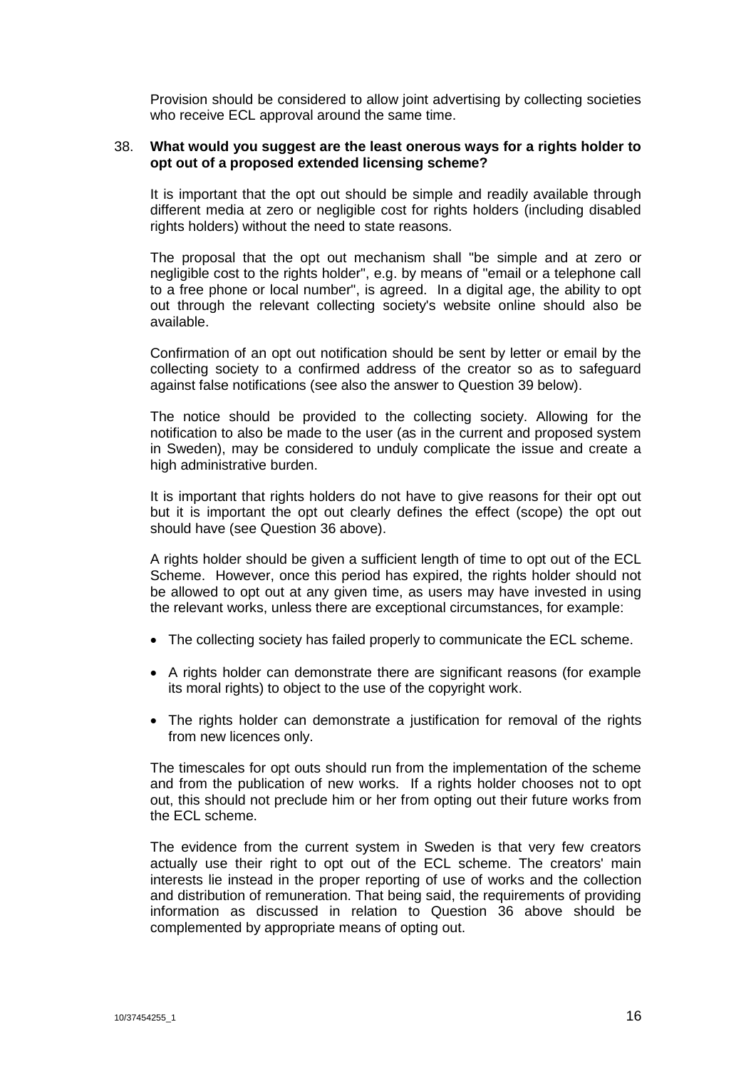Provision should be considered to allow joint advertising by collecting societies who receive ECL approval around the same time.

38. **What would you suggest are the least onerous ways for a rights holder to opt out of a proposed extended licensing scheme?**

It is important that the opt out should be simple and readily available through different media at zero or negligible cost for rights holders (including disabled rights holders) without the need to state reasons.

The proposal that the opt out mechanism shall "be simple and at zero or negligible cost to the rights holder", e.g. by means of "email or a telephone call to a free phone or local number", is agreed. In a digital age, the ability to opt out through the relevant collecting society's website online should also be available.

Confirmation of an opt out notification should be sent by letter or email by the collecting society to a confirmed address of the creator so as to safeguard against false notifications (see also the answer to Question 39 below).

The notice should be provided to the collecting society. Allowing for the notification to also be made to the user (as in the current and proposed system in Sweden), may be considered to unduly complicate the issue and create a high administrative burden.

It is important that rights holders do not have to give reasons for their opt out but it is important the opt out clearly defines the effect (scope) the opt out should have (see Question 36 above).

A rights holder should be given a sufficient length of time to opt out of the ECL Scheme. However, once this period has expired, the rights holder should not be allowed to opt out at any given time, as users may have invested in using the relevant works, unless there are exceptional circumstances, for example:

- The collecting society has failed properly to communicate the ECL scheme.
- A rights holder can demonstrate there are significant reasons (for example its moral rights) to object to the use of the copyright work.
- The rights holder can demonstrate a justification for removal of the rights from new licences only.

The timescales for opt outs should run from the implementation of the scheme and from the publication of new works. If a rights holder chooses not to opt out, this should not preclude him or her from opting out their future works from the ECL scheme.

The evidence from the current system in Sweden is that very few creators actually use their right to opt out of the ECL scheme. The creators' main interests lie instead in the proper reporting of use of works and the collection and distribution of remuneration. That being said, the requirements of providing information as discussed in relation to Question 36 above should be complemented by appropriate means of opting out.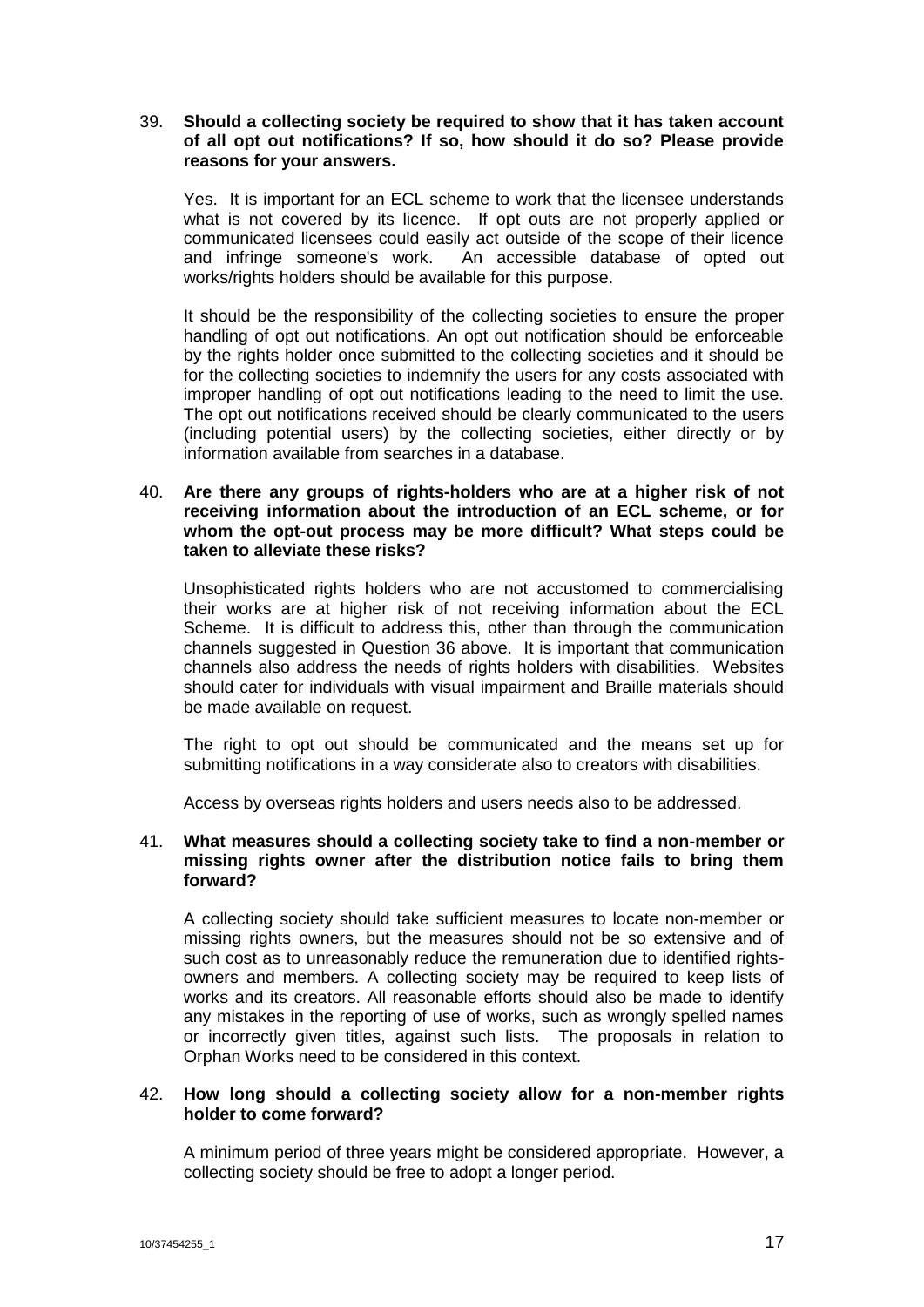39. **Should a collecting society be required to show that it has taken account of all opt out notifications? If so, how should it do so? Please provide reasons for your answers.**

    Yes. It is important for an ECL scheme to work that the licensee understands what is not covered by its licence. If opt outs are not properly applied or communicated licensees could easily act outside of the scope of their licence and infringe someone's work. An accessible database of opted out works/rights holders should be available for this purpose.

    It should be the responsibility of the collecting societies to ensure the proper handling of opt out notifications. An opt out notification should be enforceable by the rights holder once submitted to the collecting societies and it should be for the collecting societies to indemnify the users for any costs associated with improper handling of opt out notifications leading to the need to limit the use. The opt out notifications received should be clearly communicated to the users (including potential users) by the collecting societies, either directly or by information available from searches in a database.

40. **Are there any groups of rights-holders who are at a higher risk of not receiving information about the introduction of an ECL scheme, or for whom the opt-out process may be more difficult? What steps could be taken to alleviate these risks?**

    Unsophisticated rights holders who are not accustomed to commercialising their works are at higher risk of not receiving information about the ECL Scheme. It is difficult to address this, other than through the communication channels suggested in Question 36 above. It is important that communication channels also address the needs of rights holders with disabilities. Websites should cater for individuals with visual impairment and Braille materials should be made available on request.

    The right to opt out should be communicated and the means set up for submitting notifications in a way considerate also to creators with disabilities.

    Access by overseas rights holders and users needs also to be addressed.

41. **What measures should a collecting society take to find a non-member or missing rights owner after the distribution notice fails to bring them forward?**

    A collecting society should take sufficient measures to locate non-member or missing rights owners, but the measures should not be so extensive and of such cost as to unreasonably reduce the remuneration due to identified rights-owners and members. A collecting society may be required to keep lists of works and its creators. All reasonable efforts should also be made to identify any mistakes in the reporting of use of works, such as wrongly spelled names or incorrectly given titles, against such lists. The proposals in relation to Orphan Works need to be considered in this context.

42. **How long should a collecting society allow for a non-member rights holder to come forward?**

    A minimum period of three years might be considered appropriate. However, a collecting society should be free to adopt a longer period.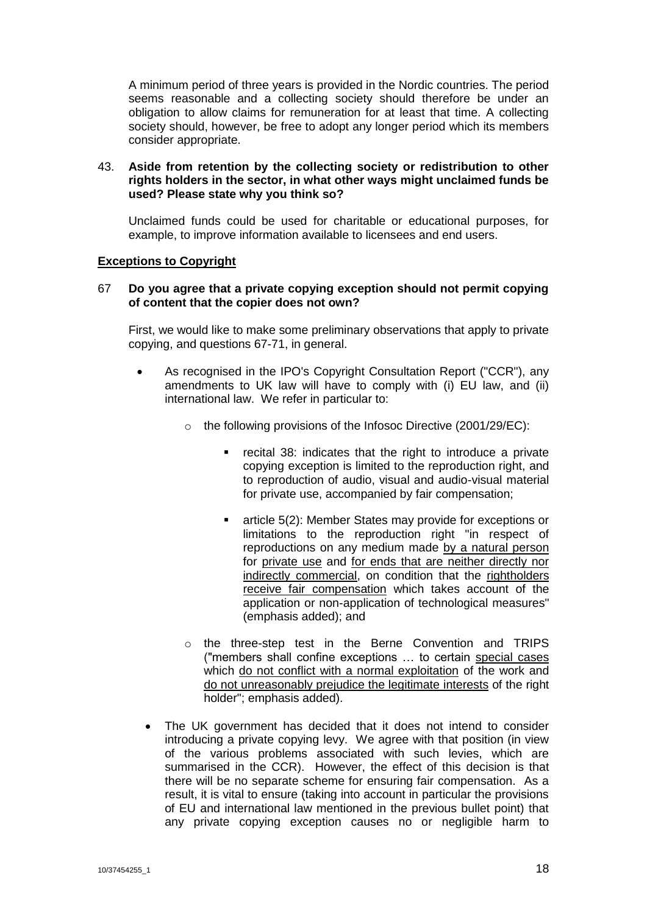A minimum period of three years is provided in the Nordic countries. The period seems reasonable and a collecting society should therefore be under an obligation to allow claims for remuneration for at least that time. A collecting society should, however, be free to adopt any longer period which its members consider appropriate.

43. **Aside from retention by the collecting society or redistribution to other rights holders in the sector, in what other ways might unclaimed funds be used? Please state why you think so?**

Unclaimed funds could be used for charitable or educational purposes, for example, to improve information available to licensees and end users.

**Exceptions to Copyright**

67 **Do you agree that a private copying exception should not permit copying of content that the copier does not own?**

First, we would like to make some preliminary observations that apply to private copying, and questions 67-71, in general.

- As recognised in the IPO's Copyright Consultation Report ("CCR"), any amendments to UK law will have to comply with (i) EU law, and (ii) international law. We refer in particular to:
  - the following provisions of the Infosoc Directive (2001/29/EC):
    - recital 38: indicates that the right to introduce a private copying exception is limited to the reproduction right, and to reproduction of audio, visual and audio-visual material for private use, accompanied by fair compensation;
    - article 5(2): Member States may provide for exceptions or limitations to the reproduction right "in respect of reproductions on any medium made by a natural person for private use and for ends that are neither directly nor indirectly commercial, on condition that the rightholders receive fair compensation which takes account of the application or non-application of technological measures" (emphasis added); and
  - the three-step test in the Berne Convention and TRIPS ("members shall confine exceptions … to certain special cases which do not conflict with a normal exploitation of the work and do not unreasonably prejudice the legitimate interests of the right holder"; emphasis added).
- The UK government has decided that it does not intend to consider introducing a private copying levy. We agree with that position (in view of the various problems associated with such levies, which are summarised in the CCR). However, the effect of this decision is that there will be no separate scheme for ensuring fair compensation. As a result, it is vital to ensure (taking into account in particular the provisions of EU and international law mentioned in the previous bullet point) that any private copying exception causes no or negligible harm to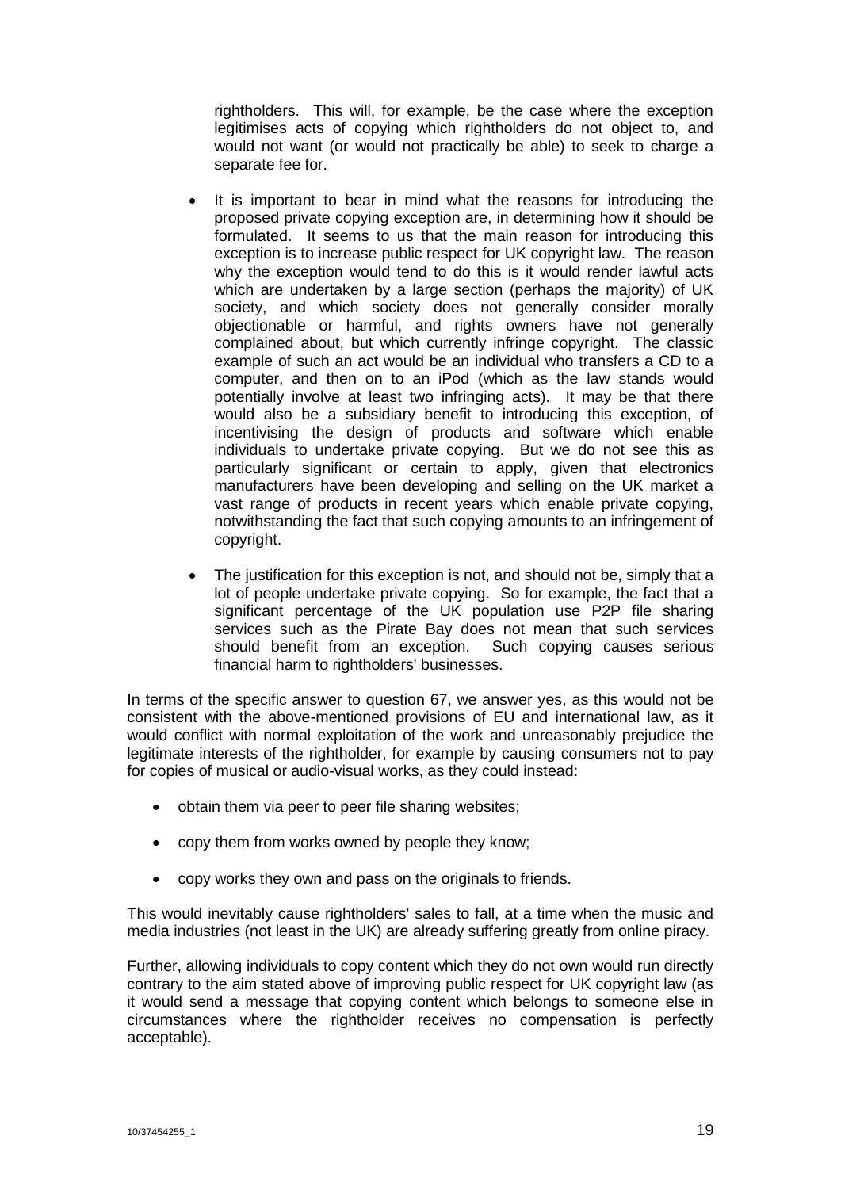rightholders. This will, for example, be the case where the exception legitimises acts of copying which rightholders do not object to, and would not want (or would not practically be able) to seek to charge a separate fee for.

- It is important to bear in mind what the reasons for introducing the proposed private copying exception are, in determining how it should be formulated. It seems to us that the main reason for introducing this exception is to increase public respect for UK copyright law. The reason why the exception would tend to do this is it would render lawful acts which are undertaken by a large section (perhaps the majority) of UK society, and which society does not generally consider morally objectionable or harmful, and rights owners have not generally complained about, but which currently infringe copyright. The classic example of such an act would be an individual who transfers a CD to a computer, and then on to an iPod (which as the law stands would potentially involve at least two infringing acts). It may be that there would also be a subsidiary benefit to introducing this exception, of incentivising the design of products and software which enable individuals to undertake private copying. But we do not see this as particularly significant or certain to apply, given that electronics manufacturers have been developing and selling on the UK market a vast range of products in recent years which enable private copying, notwithstanding the fact that such copying amounts to an infringement of copyright.

- The justification for this exception is not, and should not be, simply that a lot of people undertake private copying. So for example, the fact that a significant percentage of the UK population use P2P file sharing services such as the Pirate Bay does not mean that such services should benefit from an exception. Such copying causes serious financial harm to rightholders' businesses.

In terms of the specific answer to question 67, we answer yes, as this would not be consistent with the above-mentioned provisions of EU and international law, as it would conflict with normal exploitation of the work and unreasonably prejudice the legitimate interests of the rightholder, for example by causing consumers not to pay for copies of musical or audio-visual works, as they could instead:

- obtain them via peer to peer file sharing websites;
- copy them from works owned by people they know;
- copy works they own and pass on the originals to friends.

This would inevitably cause rightholders' sales to fall, at a time when the music and media industries (not least in the UK) are already suffering greatly from online piracy.

Further, allowing individuals to copy content which they do not own would run directly contrary to the aim stated above of improving public respect for UK copyright law (as it would send a message that copying content which belongs to someone else in circumstances where the rightholder receives no compensation is perfectly acceptable).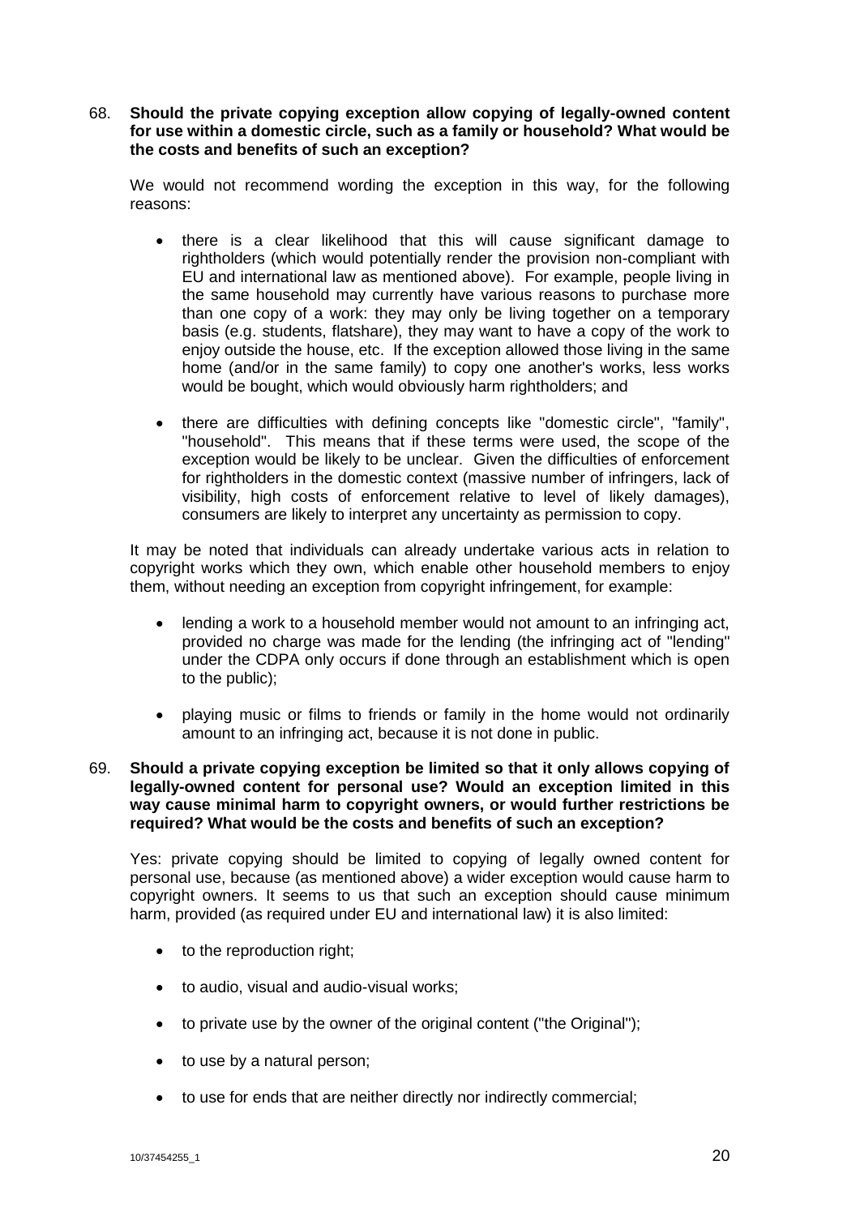68. **Should the private copying exception allow copying of legally-owned content for use within a domestic circle, such as a family or household? What would be the costs and benefits of such an exception?**

We would not recommend wording the exception in this way, for the following reasons:

- there is a clear likelihood that this will cause significant damage to rightholders (which would potentially render the provision non-compliant with EU and international law as mentioned above). For example, people living in the same household may currently have various reasons to purchase more than one copy of a work: they may only be living together on a temporary basis (e.g. students, flatshare), they may want to have a copy of the work to enjoy outside the house, etc. If the exception allowed those living in the same home (and/or in the same family) to copy one another's works, less works would be bought, which would obviously harm rightholders; and

- there are difficulties with defining concepts like "domestic circle", "family", "household". This means that if these terms were used, the scope of the exception would be likely to be unclear. Given the difficulties of enforcement for rightholders in the domestic context (massive number of infringers, lack of visibility, high costs of enforcement relative to level of likely damages), consumers are likely to interpret any uncertainty as permission to copy.

It may be noted that individuals can already undertake various acts in relation to copyright works which they own, which enable other household members to enjoy them, without needing an exception from copyright infringement, for example:

- lending a work to a household member would not amount to an infringing act, provided no charge was made for the lending (the infringing act of "lending" under the CDPA only occurs if done through an establishment which is open to the public);

- playing music or films to friends or family in the home would not ordinarily amount to an infringing act, because it is not done in public.

69. **Should a private copying exception be limited so that it only allows copying of legally-owned content for personal use? Would an exception limited in this way cause minimal harm to copyright owners, or would further restrictions be required? What would be the costs and benefits of such an exception?**

Yes: private copying should be limited to copying of legally owned content for personal use, because (as mentioned above) a wider exception would cause harm to copyright owners. It seems to us that such an exception should cause minimum harm, provided (as required under EU and international law) it is also limited:

- to the reproduction right;

- to audio, visual and audio-visual works;

- to private use by the owner of the original content ("the Original");

- to use by a natural person;

- to use for ends that are neither directly nor indirectly commercial;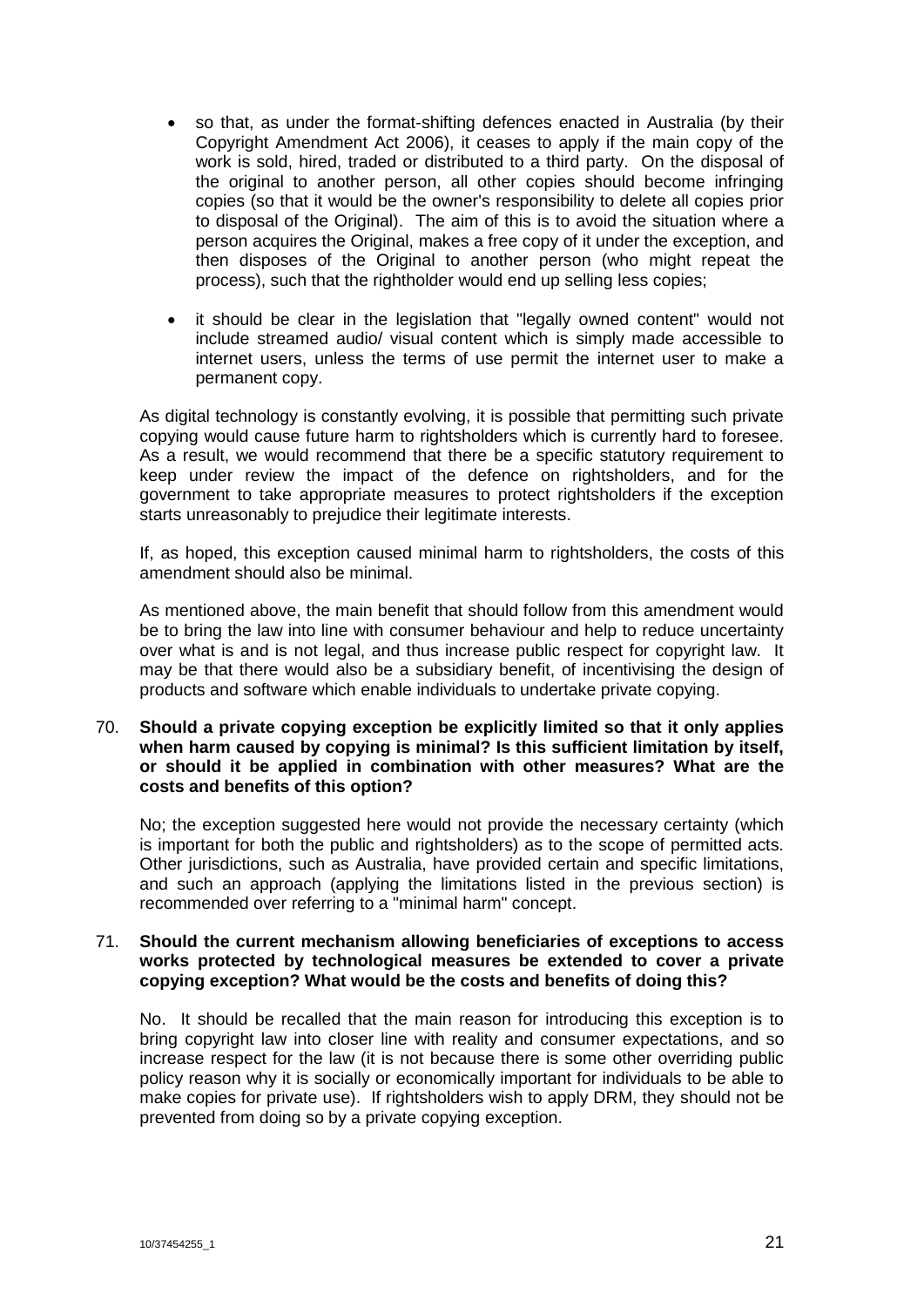- so that, as under the format-shifting defences enacted in Australia (by their Copyright Amendment Act 2006), it ceases to apply if the main copy of the work is sold, hired, traded or distributed to a third party. On the disposal of the original to another person, all other copies should become infringing copies (so that it would be the owner's responsibility to delete all copies prior to disposal of the Original). The aim of this is to avoid the situation where a person acquires the Original, makes a free copy of it under the exception, and then disposes of the Original to another person (who might repeat the process), such that the rightholder would end up selling less copies;

- it should be clear in the legislation that "legally owned content" would not include streamed audio/ visual content which is simply made accessible to internet users, unless the terms of use permit the internet user to make a permanent copy.

As digital technology is constantly evolving, it is possible that permitting such private copying would cause future harm to rightsholders which is currently hard to foresee. As a result, we would recommend that there be a specific statutory requirement to keep under review the impact of the defence on rightsholders, and for the government to take appropriate measures to protect rightsholders if the exception starts unreasonably to prejudice their legitimate interests.

If, as hoped, this exception caused minimal harm to rightsholders, the costs of this amendment should also be minimal.

As mentioned above, the main benefit that should follow from this amendment would be to bring the law into line with consumer behaviour and help to reduce uncertainty over what is and is not legal, and thus increase public respect for copyright law. It may be that there would also be a subsidiary benefit, of incentivising the design of products and software which enable individuals to undertake private copying.

70. **Should a private copying exception be explicitly limited so that it only applies when harm caused by copying is minimal? Is this sufficient limitation by itself, or should it be applied in combination with other measures? What are the costs and benefits of this option?**

No; the exception suggested here would not provide the necessary certainty (which is important for both the public and rightsholders) as to the scope of permitted acts. Other jurisdictions, such as Australia, have provided certain and specific limitations, and such an approach (applying the limitations listed in the previous section) is recommended over referring to a "minimal harm" concept.

71. **Should the current mechanism allowing beneficiaries of exceptions to access works protected by technological measures be extended to cover a private copying exception? What would be the costs and benefits of doing this?**

No. It should be recalled that the main reason for introducing this exception is to bring copyright law into closer line with reality and consumer expectations, and so increase respect for the law (it is not because there is some other overriding public policy reason why it is socially or economically important for individuals to be able to make copies for private use). If rightsholders wish to apply DRM, they should not be prevented from doing so by a private copying exception.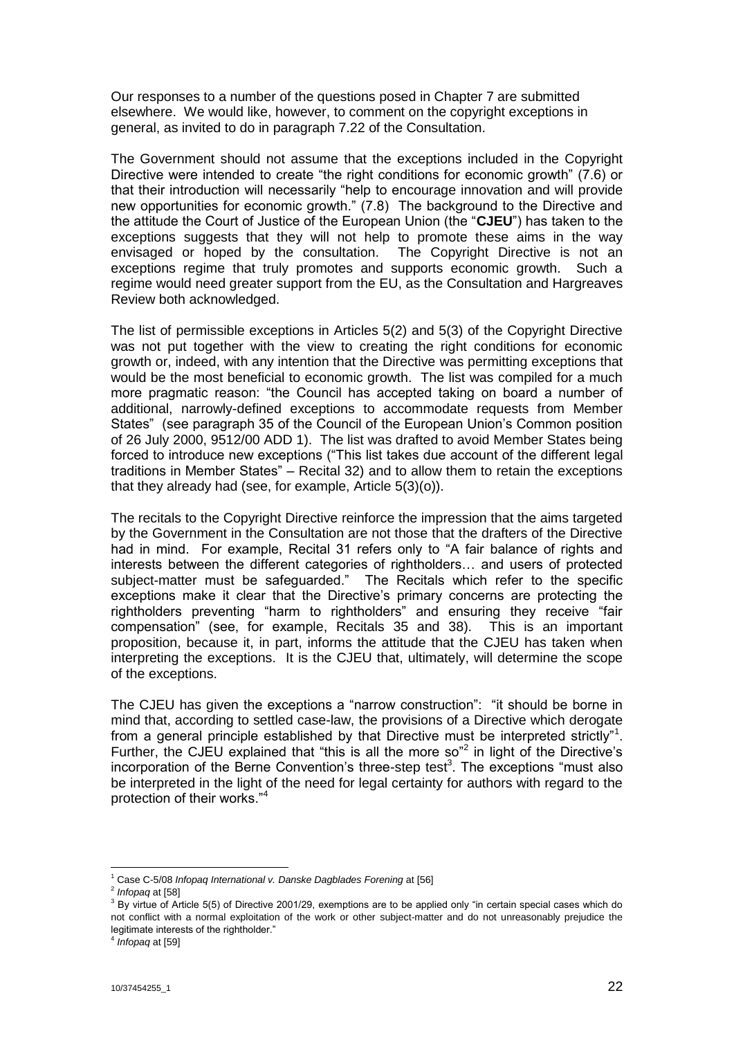Our responses to a number of the questions posed in Chapter 7 are submitted elsewhere. We would like, however, to comment on the copyright exceptions in general, as invited to do in paragraph 7.22 of the Consultation.

The Government should not assume that the exceptions included in the Copyright Directive were intended to create "the right conditions for economic growth" (7.6) or that their introduction will necessarily "help to encourage innovation and will provide new opportunities for economic growth." (7.8) The background to the Directive and the attitude the Court of Justice of the European Union (the "**CJEU**") has taken to the exceptions suggests that they will not help to promote these aims in the way envisaged or hoped by the consultation. The Copyright Directive is not an exceptions regime that truly promotes and supports economic growth. Such a regime would need greater support from the EU, as the Consultation and Hargreaves Review both acknowledged.

The list of permissible exceptions in Articles 5(2) and 5(3) of the Copyright Directive was not put together with the view to creating the right conditions for economic growth or, indeed, with any intention that the Directive was permitting exceptions that would be the most beneficial to economic growth. The list was compiled for a much more pragmatic reason: "the Council has accepted taking on board a number of additional, narrowly-defined exceptions to accommodate requests from Member States" (see paragraph 35 of the Council of the European Union's Common position of 26 July 2000, 9512/00 ADD 1). The list was drafted to avoid Member States being forced to introduce new exceptions ("This list takes due account of the different legal traditions in Member States" – Recital 32) and to allow them to retain the exceptions that they already had (see, for example, Article 5(3)(o)).

The recitals to the Copyright Directive reinforce the impression that the aims targeted by the Government in the Consultation are not those that the drafters of the Directive had in mind. For example, Recital 31 refers only to "A fair balance of rights and interests between the different categories of rightholders… and users of protected subject-matter must be safeguarded." The Recitals which refer to the specific exceptions make it clear that the Directive's primary concerns are protecting the rightholders preventing "harm to rightholders" and ensuring they receive "fair compensation" (see, for example, Recitals 35 and 38). This is an important proposition, because it, in part, informs the attitude that the CJEU has taken when interpreting the exceptions. It is the CJEU that, ultimately, will determine the scope of the exceptions.

The CJEU has given the exceptions a "narrow construction": "it should be borne in mind that, according to settled case-law, the provisions of a Directive which derogate from a general principle established by that Directive must be interpreted strictly"[1]. Further, the CJEU explained that "this is all the more so"[2] in light of the Directive's incorporation of the Berne Convention's three-step test[3]. The exceptions "must also be interpreted in the light of the need for legal certainty for authors with regard to the protection of their works."[4]

---

[1] Case C-5/08 *Infopaq International v. Danske Dagblades Forening* at [56]

[2] *Infopaq* at [58]

[3] By virtue of Article 5(5) of Directive 2001/29, exemptions are to be applied only "in certain special cases which do not conflict with a normal exploitation of the work or other subject-matter and do not unreasonably prejudice the legitimate interests of the rightholder."

[4] *Infopaq* at [59]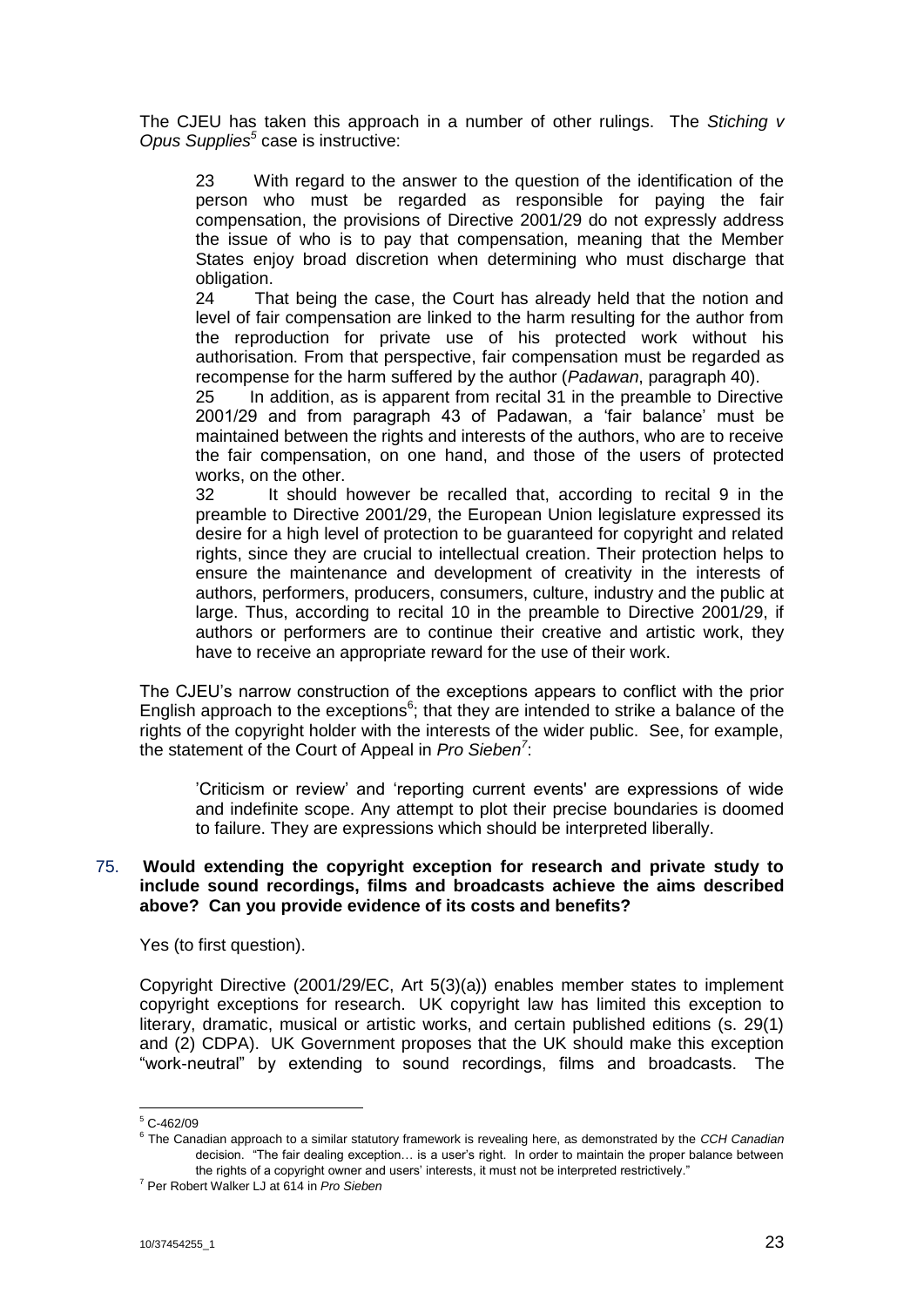The CJEU has taken this approach in a number of other rulings. The *Stiching v Opus Supplies*[5] case is instructive:

> 23 With regard to the answer to the question of the identification of the person who must be regarded as responsible for paying the fair compensation, the provisions of Directive 2001/29 do not expressly address the issue of who is to pay that compensation, meaning that the Member States enjoy broad discretion when determining who must discharge that obligation.
>
> 24 That being the case, the Court has already held that the notion and level of fair compensation are linked to the harm resulting for the author from the reproduction for private use of his protected work without his authorisation. From that perspective, fair compensation must be regarded as recompense for the harm suffered by the author (*Padawan*, paragraph 40).
>
> 25 In addition, as is apparent from recital 31 in the preamble to Directive 2001/29 and from paragraph 43 of Padawan, a 'fair balance' must be maintained between the rights and interests of the authors, who are to receive the fair compensation, on one hand, and those of the users of protected works, on the other.
>
> 32 It should however be recalled that, according to recital 9 in the preamble to Directive 2001/29, the European Union legislature expressed its desire for a high level of protection to be guaranteed for copyright and related rights, since they are crucial to intellectual creation. Their protection helps to ensure the maintenance and development of creativity in the interests of authors, performers, producers, consumers, culture, industry and the public at large. Thus, according to recital 10 in the preamble to Directive 2001/29, if authors or performers are to continue their creative and artistic work, they have to receive an appropriate reward for the use of their work.

The CJEU's narrow construction of the exceptions appears to conflict with the prior English approach to the exceptions[6]; that they are intended to strike a balance of the rights of the copyright holder with the interests of the wider public. See, for example, the statement of the Court of Appeal in *Pro Sieben*[7]:

> 'Criticism or review' and 'reporting current events' are expressions of wide and indefinite scope. Any attempt to plot their precise boundaries is doomed to failure. They are expressions which should be interpreted liberally.

75. **Would extending the copyright exception for research and private study to include sound recordings, films and broadcasts achieve the aims described above? Can you provide evidence of its costs and benefits?**

Yes (to first question).

Copyright Directive (2001/29/EC, Art 5(3)(a)) enables member states to implement copyright exceptions for research. UK copyright law has limited this exception to literary, dramatic, musical or artistic works, and certain published editions (s. 29(1) and (2) CDPA). UK Government proposes that the UK should make this exception "work-neutral" by extending to sound recordings, films and broadcasts. The

---

[5] C-462/09

[6] The Canadian approach to a similar statutory framework is revealing here, as demonstrated by the *CCH Canadian* decision. "The fair dealing exception… is a user's right. In order to maintain the proper balance between the rights of a copyright owner and users' interests, it must not be interpreted restrictively."

[7] Per Robert Walker LJ at 614 in *Pro Sieben*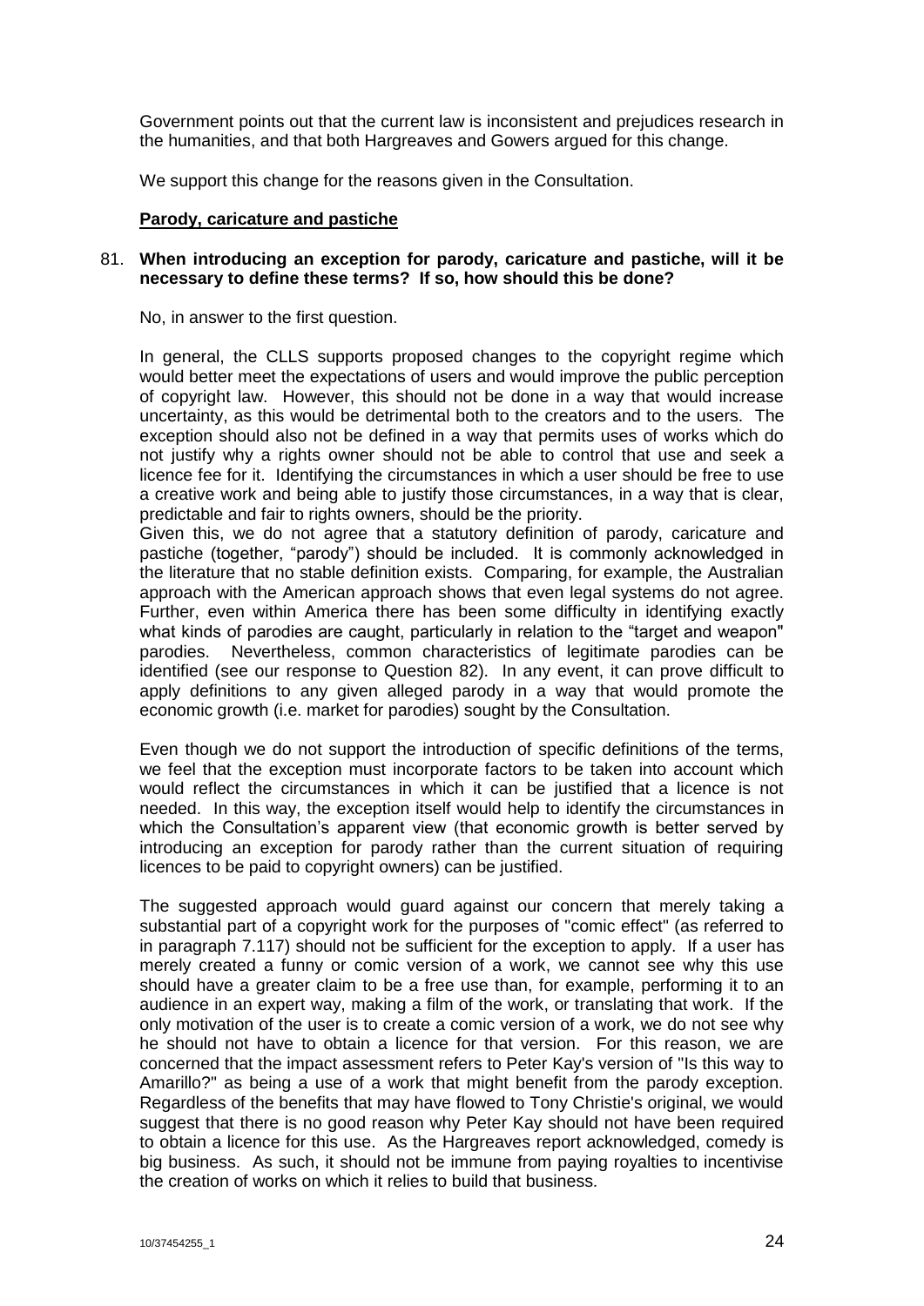Government points out that the current law is inconsistent and prejudices research in the humanities, and that both Hargreaves and Gowers argued for this change.

We support this change for the reasons given in the Consultation.

**Parody, caricature and pastiche**

81. **When introducing an exception for parody, caricature and pastiche, will it be necessary to define these terms? If so, how should this be done?**

No, in answer to the first question.

In general, the CLLS supports proposed changes to the copyright regime which would better meet the expectations of users and would improve the public perception of copyright law. However, this should not be done in a way that would increase uncertainty, as this would be detrimental both to the creators and to the users. The exception should also not be defined in a way that permits uses of works which do not justify why a rights owner should not be able to control that use and seek a licence fee for it. Identifying the circumstances in which a user should be free to use a creative work and being able to justify those circumstances, in a way that is clear, predictable and fair to rights owners, should be the priority.
Given this, we do not agree that a statutory definition of parody, caricature and pastiche (together, "parody") should be included. It is commonly acknowledged in the literature that no stable definition exists. Comparing, for example, the Australian approach with the American approach shows that even legal systems do not agree. Further, even within America there has been some difficulty in identifying exactly what kinds of parodies are caught, particularly in relation to the "target and weapon" parodies. Nevertheless, common characteristics of legitimate parodies can be identified (see our response to Question 82). In any event, it can prove difficult to apply definitions to any given alleged parody in a way that would promote the economic growth (i.e. market for parodies) sought by the Consultation.

Even though we do not support the introduction of specific definitions of the terms, we feel that the exception must incorporate factors to be taken into account which would reflect the circumstances in which it can be justified that a licence is not needed. In this way, the exception itself would help to identify the circumstances in which the Consultation's apparent view (that economic growth is better served by introducing an exception for parody rather than the current situation of requiring licences to be paid to copyright owners) can be justified.

The suggested approach would guard against our concern that merely taking a substantial part of a copyright work for the purposes of "comic effect" (as referred to in paragraph 7.117) should not be sufficient for the exception to apply. If a user has merely created a funny or comic version of a work, we cannot see why this use should have a greater claim to be a free use than, for example, performing it to an audience in an expert way, making a film of the work, or translating that work. If the only motivation of the user is to create a comic version of a work, we do not see why he should not have to obtain a licence for that version. For this reason, we are concerned that the impact assessment refers to Peter Kay's version of "Is this way to Amarillo?" as being a use of a work that might benefit from the parody exception. Regardless of the benefits that may have flowed to Tony Christie's original, we would suggest that there is no good reason why Peter Kay should not have been required to obtain a licence for this use. As the Hargreaves report acknowledged, comedy is big business. As such, it should not be immune from paying royalties to incentivise the creation of works on which it relies to build that business.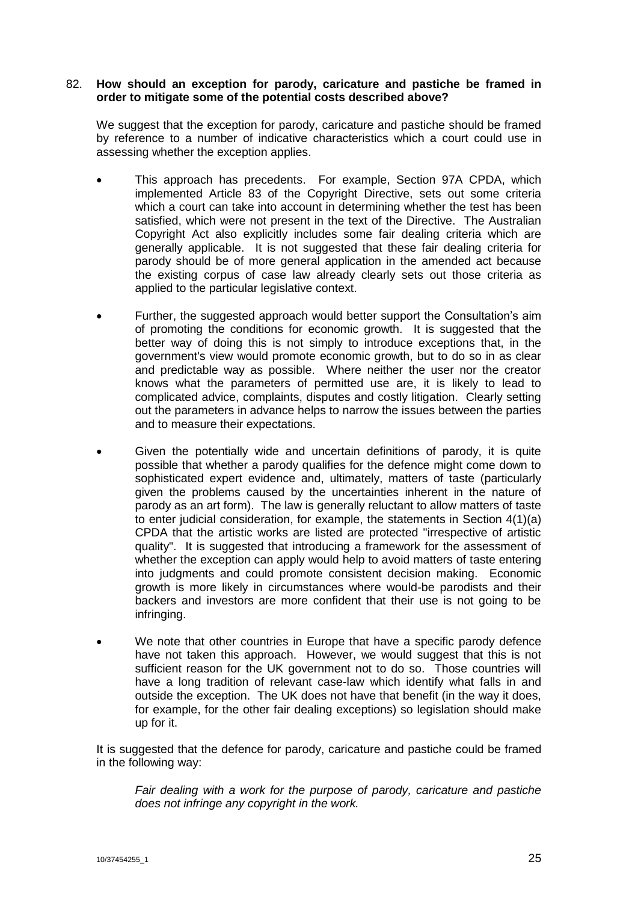82. **How should an exception for parody, caricature and pastiche be framed in order to mitigate some of the potential costs described above?**

We suggest that the exception for parody, caricature and pastiche should be framed by reference to a number of indicative characteristics which a court could use in assessing whether the exception applies.

- This approach has precedents. For example, Section 97A CPDA, which implemented Article 83 of the Copyright Directive, sets out some criteria which a court can take into account in determining whether the test has been satisfied, which were not present in the text of the Directive. The Australian Copyright Act also explicitly includes some fair dealing criteria which are generally applicable. It is not suggested that these fair dealing criteria for parody should be of more general application in the amended act because the existing corpus of case law already clearly sets out those criteria as applied to the particular legislative context.

- Further, the suggested approach would better support the Consultation's aim of promoting the conditions for economic growth. It is suggested that the better way of doing this is not simply to introduce exceptions that, in the government's view would promote economic growth, but to do so in as clear and predictable way as possible. Where neither the user nor the creator knows what the parameters of permitted use are, it is likely to lead to complicated advice, complaints, disputes and costly litigation. Clearly setting out the parameters in advance helps to narrow the issues between the parties and to measure their expectations.

- Given the potentially wide and uncertain definitions of parody, it is quite possible that whether a parody qualifies for the defence might come down to sophisticated expert evidence and, ultimately, matters of taste (particularly given the problems caused by the uncertainties inherent in the nature of parody as an art form). The law is generally reluctant to allow matters of taste to enter judicial consideration, for example, the statements in Section 4(1)(a) CPDA that the artistic works are listed are protected "irrespective of artistic quality". It is suggested that introducing a framework for the assessment of whether the exception can apply would help to avoid matters of taste entering into judgments and could promote consistent decision making. Economic growth is more likely in circumstances where would-be parodists and their backers and investors are more confident that their use is not going to be infringing.

- We note that other countries in Europe that have a specific parody defence have not taken this approach. However, we would suggest that this is not sufficient reason for the UK government not to do so. Those countries will have a long tradition of relevant case-law which identify what falls in and outside the exception. The UK does not have that benefit (in the way it does, for example, for the other fair dealing exceptions) so legislation should make up for it.

It is suggested that the defence for parody, caricature and pastiche could be framed in the following way:

> *Fair dealing with a work for the purpose of parody, caricature and pastiche does not infringe any copyright in the work.*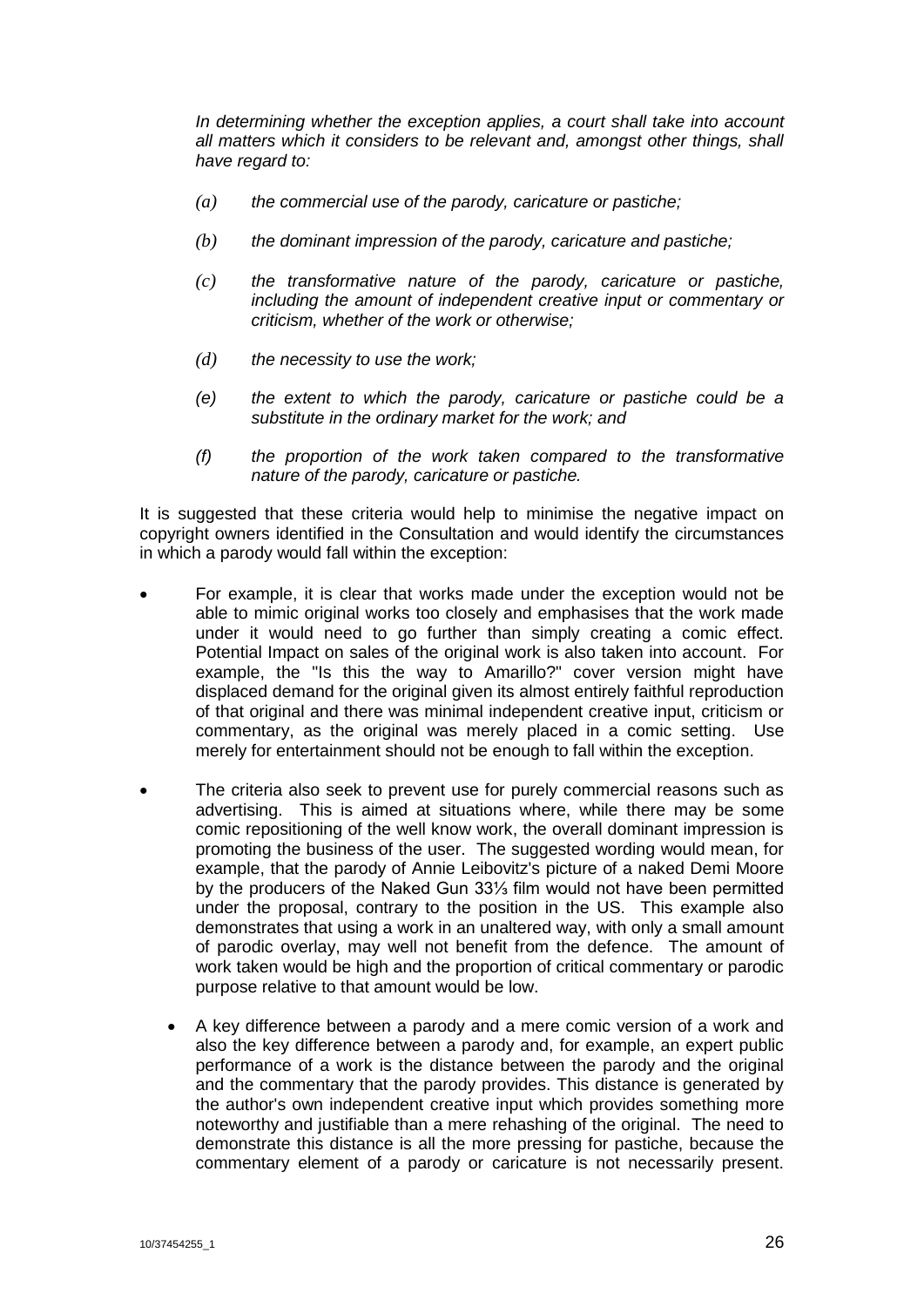*In determining whether the exception applies, a court shall take into account all matters which it considers to be relevant and, amongst other things, shall have regard to:*

> *(a) the commercial use of the parody, caricature or pastiche;*
>
> *(b) the dominant impression of the parody, caricature and pastiche;*
>
> *(c) the transformative nature of the parody, caricature or pastiche, including the amount of independent creative input or commentary or criticism, whether of the work or otherwise;*
>
> *(d) the necessity to use the work;*
>
> *(e) the extent to which the parody, caricature or pastiche could be a substitute in the ordinary market for the work; and*
>
> *(f) the proportion of the work taken compared to the transformative nature of the parody, caricature or pastiche.*

It is suggested that these criteria would help to minimise the negative impact on copyright owners identified in the Consultation and would identify the circumstances in which a parody would fall within the exception:

- For example, it is clear that works made under the exception would not be able to mimic original works too closely and emphasises that the work made under it would need to go further than simply creating a comic effect. Potential Impact on sales of the original work is also taken into account. For example, the "Is this the way to Amarillo?" cover version might have displaced demand for the original given its almost entirely faithful reproduction of that original and there was minimal independent creative input, criticism or commentary, as the original was merely placed in a comic setting. Use merely for entertainment should not be enough to fall within the exception.

- The criteria also seek to prevent use for purely commercial reasons such as advertising. This is aimed at situations where, while there may be some comic repositioning of the well know work, the overall dominant impression is promoting the business of the user. The suggested wording would mean, for example, that the parody of Annie Leibovitz's picture of a naked Demi Moore by the producers of the Naked Gun 33⅓ film would not have been permitted under the proposal, contrary to the position in the US. This example also demonstrates that using a work in an unaltered way, with only a small amount of parodic overlay, may well not benefit from the defence. The amount of work taken would be high and the proportion of critical commentary or parodic purpose relative to that amount would be low.

  - A key difference between a parody and a mere comic version of a work and also the key difference between a parody and, for example, an expert public performance of a work is the distance between the parody and the original and the commentary that the parody provides. This distance is generated by the author's own independent creative input which provides something more noteworthy and justifiable than a mere rehashing of the original. The need to demonstrate this distance is all the more pressing for pastiche, because the commentary element of a parody or caricature is not necessarily present.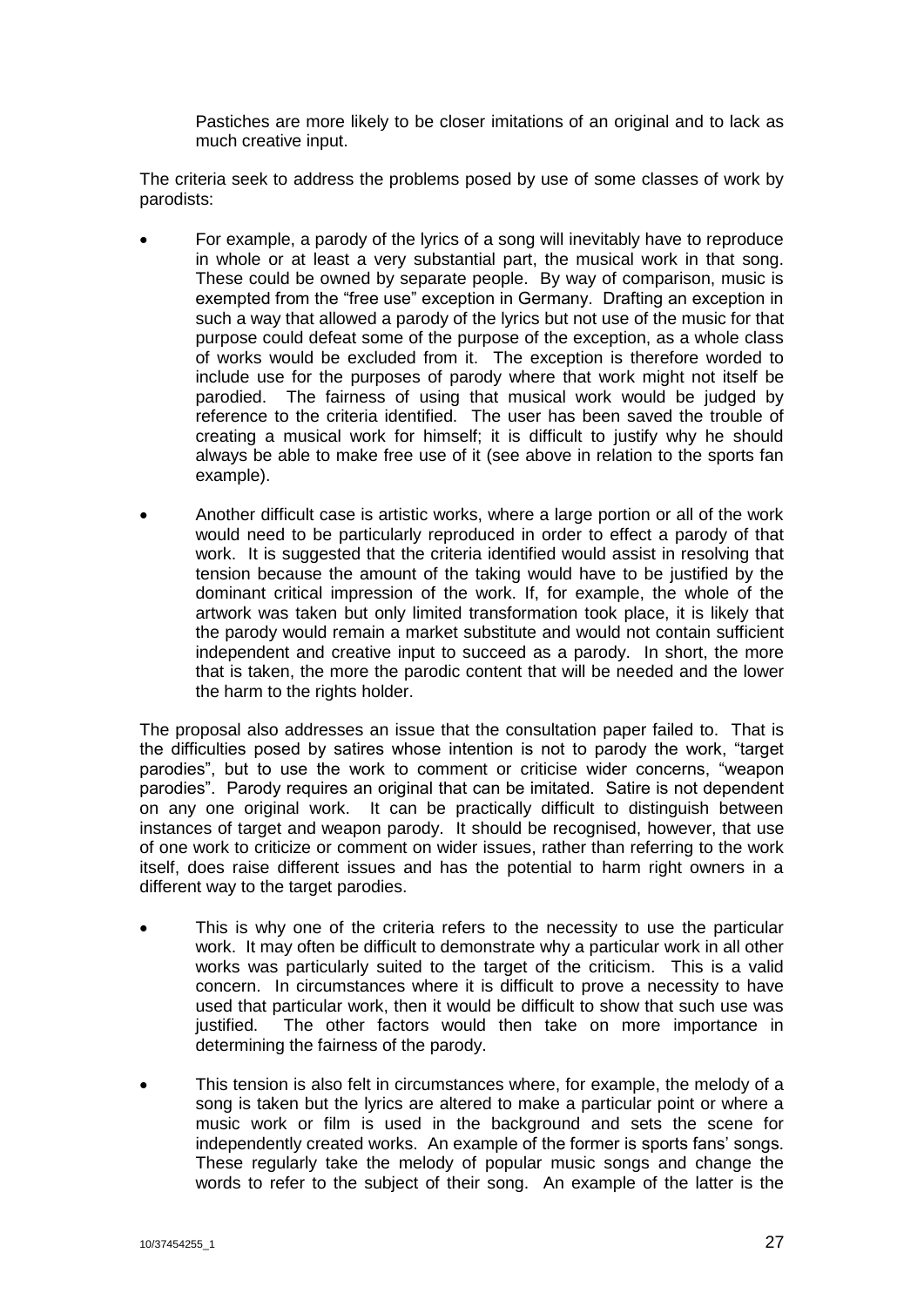Pastiches are more likely to be closer imitations of an original and to lack as much creative input.

The criteria seek to address the problems posed by use of some classes of work by parodists:

- For example, a parody of the lyrics of a song will inevitably have to reproduce in whole or at least a very substantial part, the musical work in that song. These could be owned by separate people. By way of comparison, music is exempted from the "free use" exception in Germany. Drafting an exception in such a way that allowed a parody of the lyrics but not use of the music for that purpose could defeat some of the purpose of the exception, as a whole class of works would be excluded from it. The exception is therefore worded to include use for the purposes of parody where that work might not itself be parodied. The fairness of using that musical work would be judged by reference to the criteria identified. The user has been saved the trouble of creating a musical work for himself; it is difficult to justify why he should always be able to make free use of it (see above in relation to the sports fan example).

- Another difficult case is artistic works, where a large portion or all of the work would need to be particularly reproduced in order to effect a parody of that work. It is suggested that the criteria identified would assist in resolving that tension because the amount of the taking would have to be justified by the dominant critical impression of the work. If, for example, the whole of the artwork was taken but only limited transformation took place, it is likely that the parody would remain a market substitute and would not contain sufficient independent and creative input to succeed as a parody. In short, the more that is taken, the more the parodic content that will be needed and the lower the harm to the rights holder.

The proposal also addresses an issue that the consultation paper failed to. That is the difficulties posed by satires whose intention is not to parody the work, "target parodies", but to use the work to comment or criticise wider concerns, "weapon parodies". Parody requires an original that can be imitated. Satire is not dependent on any one original work. It can be practically difficult to distinguish between instances of target and weapon parody. It should be recognised, however, that use of one work to criticize or comment on wider issues, rather than referring to the work itself, does raise different issues and has the potential to harm right owners in a different way to the target parodies.

- This is why one of the criteria refers to the necessity to use the particular work. It may often be difficult to demonstrate why a particular work in all other works was particularly suited to the target of the criticism. This is a valid concern. In circumstances where it is difficult to prove a necessity to have used that particular work, then it would be difficult to show that such use was justified. The other factors would then take on more importance in determining the fairness of the parody.

- This tension is also felt in circumstances where, for example, the melody of a song is taken but the lyrics are altered to make a particular point or where a music work or film is used in the background and sets the scene for independently created works. An example of the former is sports fans' songs. These regularly take the melody of popular music songs and change the words to refer to the subject of their song. An example of the latter is the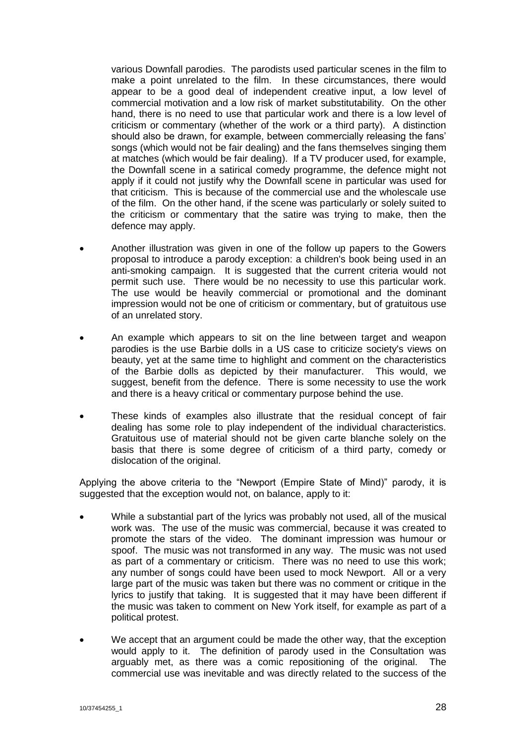various Downfall parodies. The parodists used particular scenes in the film to make a point unrelated to the film. In these circumstances, there would appear to be a good deal of independent creative input, a low level of commercial motivation and a low risk of market substitutability. On the other hand, there is no need to use that particular work and there is a low level of criticism or commentary (whether of the work or a third party). A distinction should also be drawn, for example, between commercially releasing the fans' songs (which would not be fair dealing) and the fans themselves singing them at matches (which would be fair dealing). If a TV producer used, for example, the Downfall scene in a satirical comedy programme, the defence might not apply if it could not justify why the Downfall scene in particular was used for that criticism. This is because of the commercial use and the wholescale use of the film. On the other hand, if the scene was particularly or solely suited to the criticism or commentary that the satire was trying to make, then the defence may apply.

- Another illustration was given in one of the follow up papers to the Gowers proposal to introduce a parody exception: a children's book being used in an anti-smoking campaign. It is suggested that the current criteria would not permit such use. There would be no necessity to use this particular work. The use would be heavily commercial or promotional and the dominant impression would not be one of criticism or commentary, but of gratuitous use of an unrelated story.
- An example which appears to sit on the line between target and weapon parodies is the use Barbie dolls in a US case to criticize society's views on beauty, yet at the same time to highlight and comment on the characteristics of the Barbie dolls as depicted by their manufacturer. This would, we suggest, benefit from the defence. There is some necessity to use the work and there is a heavy critical or commentary purpose behind the use.
- These kinds of examples also illustrate that the residual concept of fair dealing has some role to play independent of the individual characteristics. Gratuitous use of material should not be given carte blanche solely on the basis that there is some degree of criticism of a third party, comedy or dislocation of the original.

Applying the above criteria to the "Newport (Empire State of Mind)" parody, it is suggested that the exception would not, on balance, apply to it:

- While a substantial part of the lyrics was probably not used, all of the musical work was. The use of the music was commercial, because it was created to promote the stars of the video. The dominant impression was humour or spoof. The music was not transformed in any way. The music was not used as part of a commentary or criticism. There was no need to use this work; any number of songs could have been used to mock Newport. All or a very large part of the music was taken but there was no comment or critique in the lyrics to justify that taking. It is suggested that it may have been different if the music was taken to comment on New York itself, for example as part of a political protest.
- We accept that an argument could be made the other way, that the exception would apply to it. The definition of parody used in the Consultation was arguably met, as there was a comic repositioning of the original. The commercial use was inevitable and was directly related to the success of the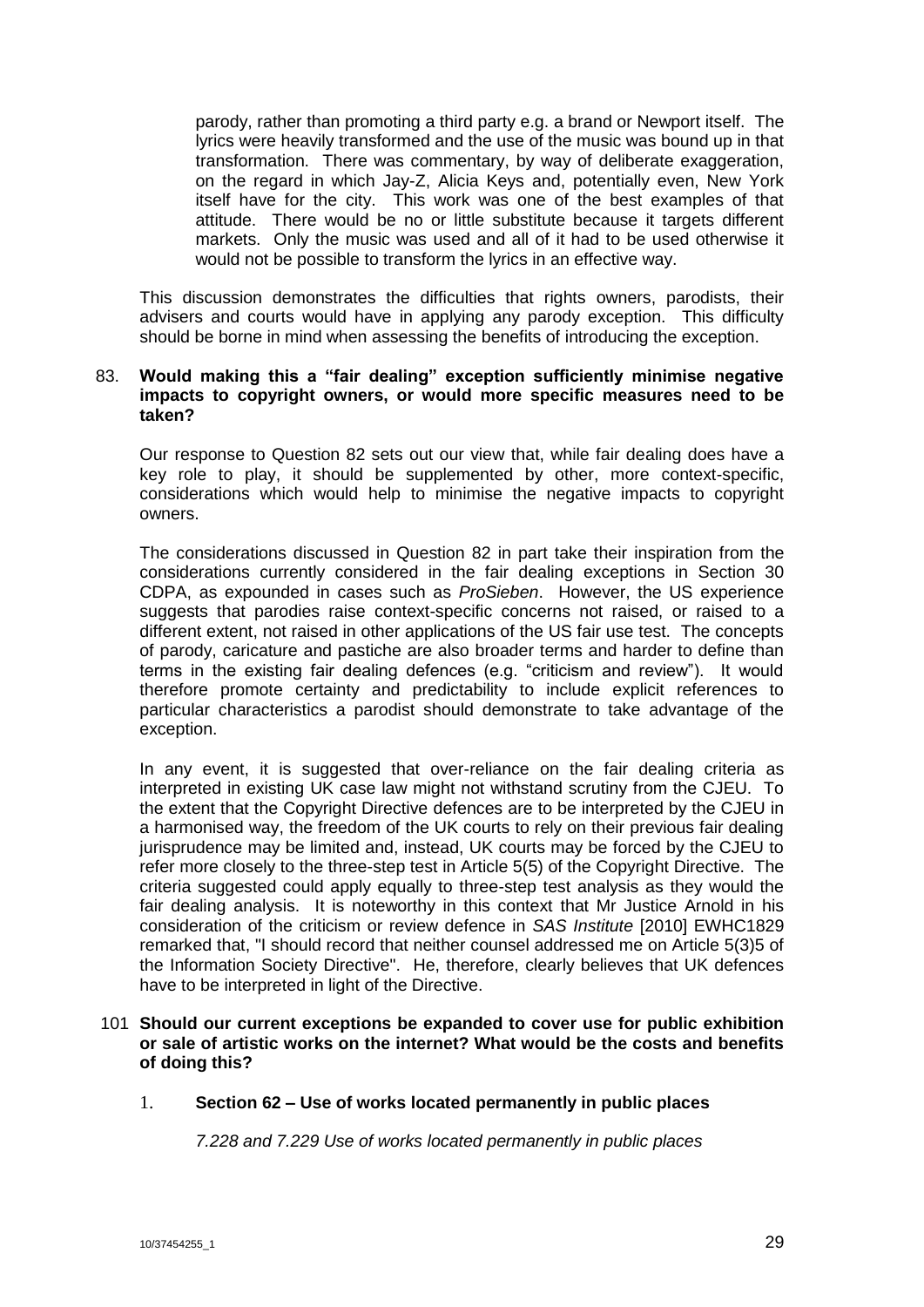parody, rather than promoting a third party e.g. a brand or Newport itself. The lyrics were heavily transformed and the use of the music was bound up in that transformation. There was commentary, by way of deliberate exaggeration, on the regard in which Jay-Z, Alicia Keys and, potentially even, New York itself have for the city. This work was one of the best examples of that attitude. There would be no or little substitute because it targets different markets. Only the music was used and all of it had to be used otherwise it would not be possible to transform the lyrics in an effective way.

This discussion demonstrates the difficulties that rights owners, parodists, their advisers and courts would have in applying any parody exception. This difficulty should be borne in mind when assessing the benefits of introducing the exception.

83. **Would making this a "fair dealing" exception sufficiently minimise negative impacts to copyright owners, or would more specific measures need to be taken?**

Our response to Question 82 sets out our view that, while fair dealing does have a key role to play, it should be supplemented by other, more context-specific, considerations which would help to minimise the negative impacts to copyright owners.

The considerations discussed in Question 82 in part take their inspiration from the considerations currently considered in the fair dealing exceptions in Section 30 CDPA, as expounded in cases such as *ProSieben*. However, the US experience suggests that parodies raise context-specific concerns not raised, or raised to a different extent, not raised in other applications of the US fair use test. The concepts of parody, caricature and pastiche are also broader terms and harder to define than terms in the existing fair dealing defences (e.g. "criticism and review"). It would therefore promote certainty and predictability to include explicit references to particular characteristics a parodist should demonstrate to take advantage of the exception.

In any event, it is suggested that over-reliance on the fair dealing criteria as interpreted in existing UK case law might not withstand scrutiny from the CJEU. To the extent that the Copyright Directive defences are to be interpreted by the CJEU in a harmonised way, the freedom of the UK courts to rely on their previous fair dealing jurisprudence may be limited and, instead, UK courts may be forced by the CJEU to refer more closely to the three-step test in Article 5(5) of the Copyright Directive. The criteria suggested could apply equally to three-step test analysis as they would the fair dealing analysis. It is noteworthy in this context that Mr Justice Arnold in his consideration of the criticism or review defence in *SAS Institute* [2010] EWHC1829 remarked that, "I should record that neither counsel addressed me on Article 5(3)5 of the Information Society Directive". He, therefore, clearly believes that UK defences have to be interpreted in light of the Directive.

101 **Should our current exceptions be expanded to cover use for public exhibition or sale of artistic works on the internet? What would be the costs and benefits of doing this?**

1. **Section 62 – Use of works located permanently in public places**

*7.228 and 7.229 Use of works located permanently in public places*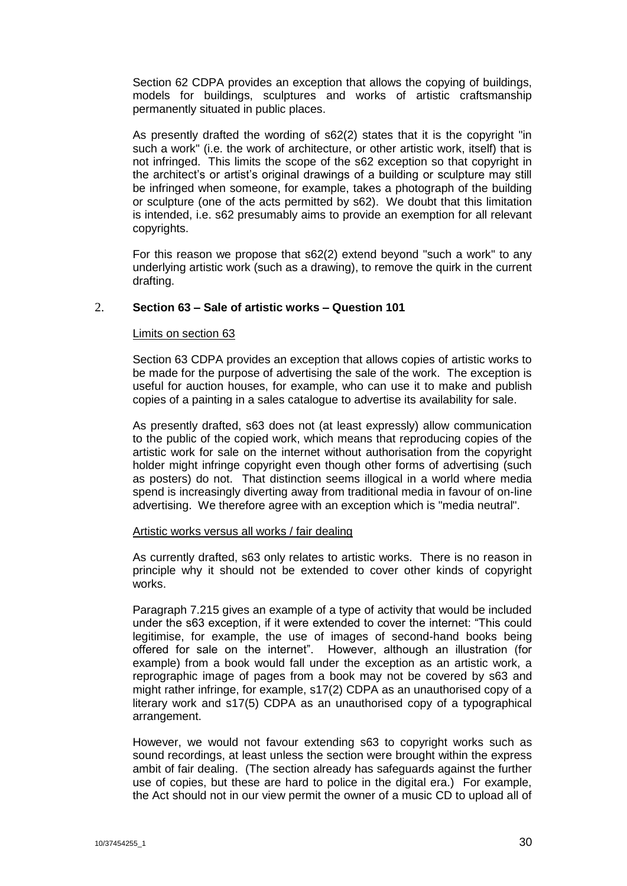Section 62 CDPA provides an exception that allows the copying of buildings, models for buildings, sculptures and works of artistic craftsmanship permanently situated in public places.

As presently drafted the wording of s62(2) states that it is the copyright "in such a work" (i.e. the work of architecture, or other artistic work, itself) that is not infringed. This limits the scope of the s62 exception so that copyright in the architect's or artist's original drawings of a building or sculpture may still be infringed when someone, for example, takes a photograph of the building or sculpture (one of the acts permitted by s62). We doubt that this limitation is intended, i.e. s62 presumably aims to provide an exemption for all relevant copyrights.

For this reason we propose that s62(2) extend beyond "such a work" to any underlying artistic work (such as a drawing), to remove the quirk in the current drafting.

## 2. Section 63 – Sale of artistic works – Question 101

Limits on section 63

Section 63 CDPA provides an exception that allows copies of artistic works to be made for the purpose of advertising the sale of the work. The exception is useful for auction houses, for example, who can use it to make and publish copies of a painting in a sales catalogue to advertise its availability for sale.

As presently drafted, s63 does not (at least expressly) allow communication to the public of the copied work, which means that reproducing copies of the artistic work for sale on the internet without authorisation from the copyright holder might infringe copyright even though other forms of advertising (such as posters) do not. That distinction seems illogical in a world where media spend is increasingly diverting away from traditional media in favour of on-line advertising. We therefore agree with an exception which is "media neutral".

Artistic works versus all works / fair dealing

As currently drafted, s63 only relates to artistic works. There is no reason in principle why it should not be extended to cover other kinds of copyright works.

Paragraph 7.215 gives an example of a type of activity that would be included under the s63 exception, if it were extended to cover the internet: "This could legitimise, for example, the use of images of second-hand books being offered for sale on the internet". However, although an illustration (for example) from a book would fall under the exception as an artistic work, a reprographic image of pages from a book may not be covered by s63 and might rather infringe, for example, s17(2) CDPA as an unauthorised copy of a literary work and s17(5) CDPA as an unauthorised copy of a typographical arrangement.

However, we would not favour extending s63 to copyright works such as sound recordings, at least unless the section were brought within the express ambit of fair dealing. (The section already has safeguards against the further use of copies, but these are hard to police in the digital era.) For example, the Act should not in our view permit the owner of a music CD to upload all of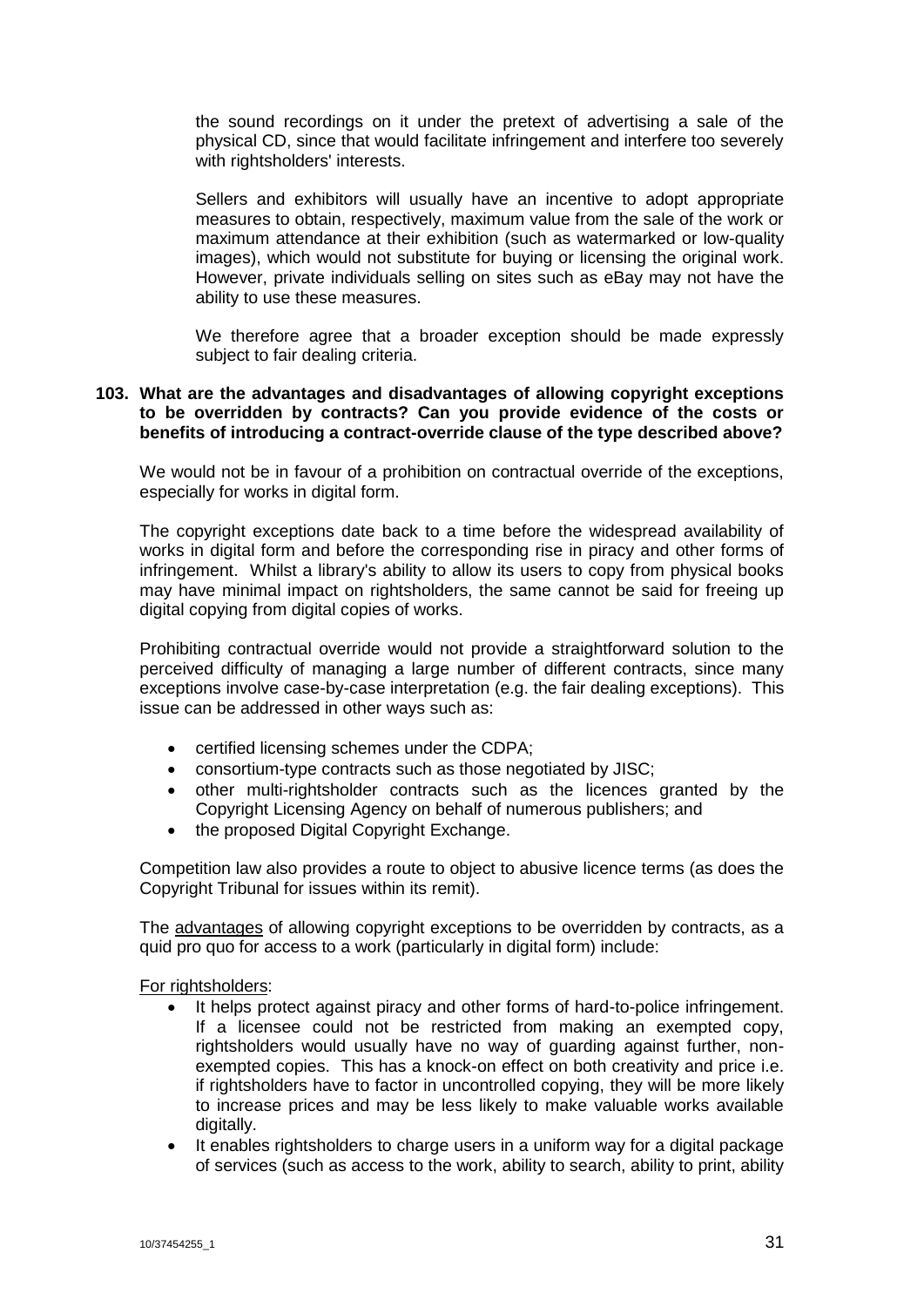the sound recordings on it under the pretext of advertising a sale of the physical CD, since that would facilitate infringement and interfere too severely with rightsholders' interests.

Sellers and exhibitors will usually have an incentive to adopt appropriate measures to obtain, respectively, maximum value from the sale of the work or maximum attendance at their exhibition (such as watermarked or low-quality images), which would not substitute for buying or licensing the original work. However, private individuals selling on sites such as eBay may not have the ability to use these measures.

We therefore agree that a broader exception should be made expressly subject to fair dealing criteria.

**103. What are the advantages and disadvantages of allowing copyright exceptions to be overridden by contracts? Can you provide evidence of the costs or benefits of introducing a contract-override clause of the type described above?**

We would not be in favour of a prohibition on contractual override of the exceptions, especially for works in digital form.

The copyright exceptions date back to a time before the widespread availability of works in digital form and before the corresponding rise in piracy and other forms of infringement. Whilst a library's ability to allow its users to copy from physical books may have minimal impact on rightsholders, the same cannot be said for freeing up digital copying from digital copies of works.

Prohibiting contractual override would not provide a straightforward solution to the perceived difficulty of managing a large number of different contracts, since many exceptions involve case-by-case interpretation (e.g. the fair dealing exceptions). This issue can be addressed in other ways such as:

- certified licensing schemes under the CDPA;
- consortium-type contracts such as those negotiated by JISC;
- other multi-rightsholder contracts such as the licences granted by the Copyright Licensing Agency on behalf of numerous publishers; and
- the proposed Digital Copyright Exchange.

Competition law also provides a route to object to abusive licence terms (as does the Copyright Tribunal for issues within its remit).

The <u>advantages</u> of allowing copyright exceptions to be overridden by contracts, as a quid pro quo for access to a work (particularly in digital form) include:

<u>For rightsholders</u>:

- It helps protect against piracy and other forms of hard-to-police infringement. If a licensee could not be restricted from making an exempted copy, rightsholders would usually have no way of guarding against further, non-exempted copies. This has a knock-on effect on both creativity and price i.e. if rightsholders have to factor in uncontrolled copying, they will be more likely to increase prices and may be less likely to make valuable works available digitally.
- It enables rightsholders to charge users in a uniform way for a digital package of services (such as access to the work, ability to search, ability to print, ability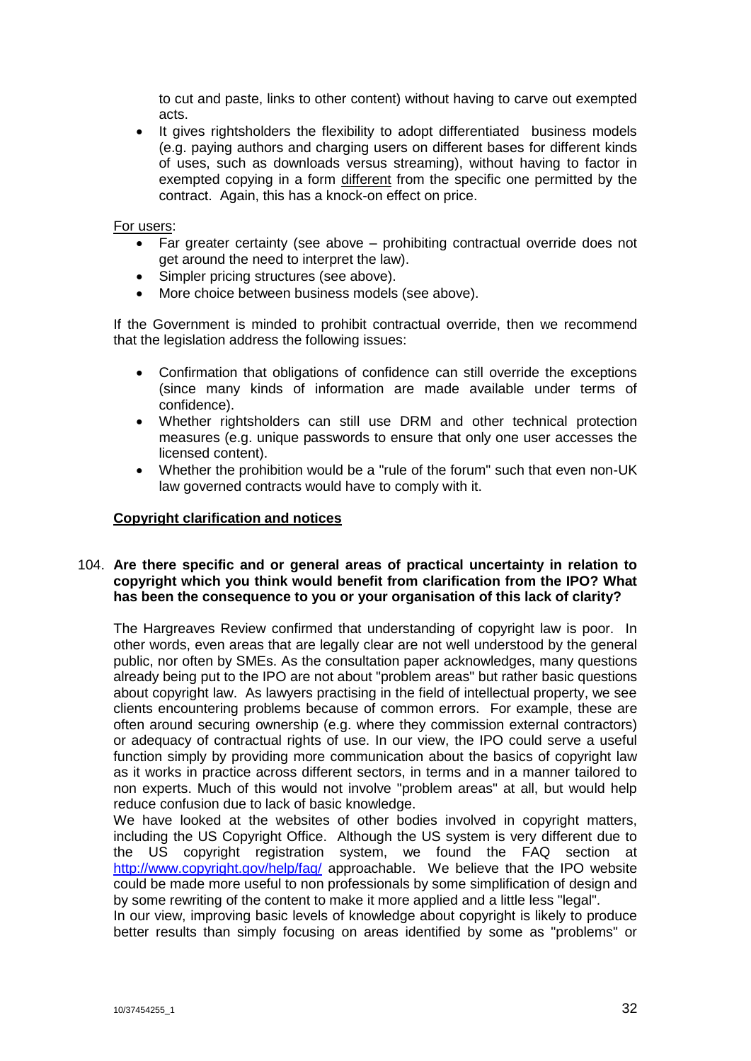to cut and paste, links to other content) without having to carve out exempted acts.

- It gives rightsholders the flexibility to adopt differentiated business models (e.g. paying authors and charging users on different bases for different kinds of uses, such as downloads versus streaming), without having to factor in exempted copying in a form different from the specific one permitted by the contract. Again, this has a knock-on effect on price.

For users:

- Far greater certainty (see above – prohibiting contractual override does not get around the need to interpret the law).
- Simpler pricing structures (see above).
- More choice between business models (see above).

If the Government is minded to prohibit contractual override, then we recommend that the legislation address the following issues:

- Confirmation that obligations of confidence can still override the exceptions (since many kinds of information are made available under terms of confidence).
- Whether rightsholders can still use DRM and other technical protection measures (e.g. unique passwords to ensure that only one user accesses the licensed content).
- Whether the prohibition would be a "rule of the forum" such that even non-UK law governed contracts would have to comply with it.

**Copyright clarification and notices**

104. **Are there specific and or general areas of practical uncertainty in relation to copyright which you think would benefit from clarification from the IPO? What has been the consequence to you or your organisation of this lack of clarity?**

The Hargreaves Review confirmed that understanding of copyright law is poor. In other words, even areas that are legally clear are not well understood by the general public, nor often by SMEs. As the consultation paper acknowledges, many questions already being put to the IPO are not about "problem areas" but rather basic questions about copyright law. As lawyers practising in the field of intellectual property, we see clients encountering problems because of common errors. For example, these are often around securing ownership (e.g. where they commission external contractors) or adequacy of contractual rights of use. In our view, the IPO could serve a useful function simply by providing more communication about the basics of copyright law as it works in practice across different sectors, in terms and in a manner tailored to non experts. Much of this would not involve "problem areas" at all, but would help reduce confusion due to lack of basic knowledge.

We have looked at the websites of other bodies involved in copyright matters, including the US Copyright Office. Although the US system is very different due to the US copyright registration system, we found the FAQ section at http://www.copyright.gov/help/faq/ approachable. We believe that the IPO website could be made more useful to non professionals by some simplification of design and by some rewriting of the content to make it more applied and a little less "legal".

In our view, improving basic levels of knowledge about copyright is likely to produce better results than simply focusing on areas identified by some as "problems" or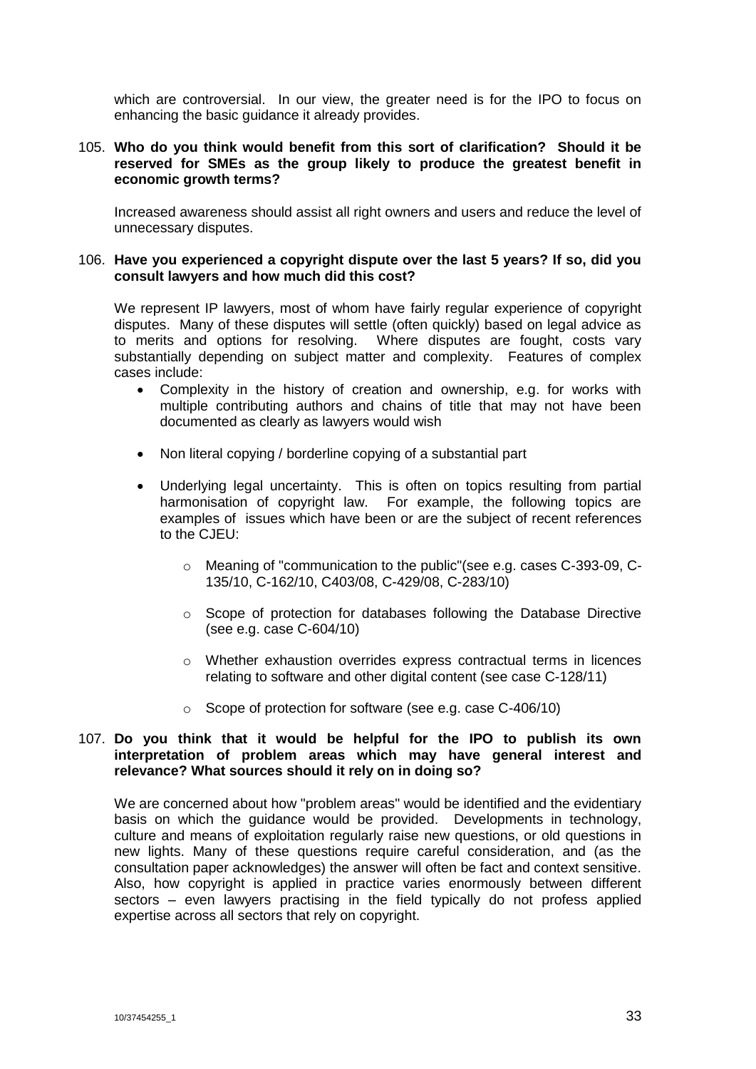which are controversial. In our view, the greater need is for the IPO to focus on enhancing the basic guidance it already provides.

105. **Who do you think would benefit from this sort of clarification? Should it be reserved for SMEs as the group likely to produce the greatest benefit in economic growth terms?**

Increased awareness should assist all right owners and users and reduce the level of unnecessary disputes.

106. **Have you experienced a copyright dispute over the last 5 years? If so, did you consult lawyers and how much did this cost?**

We represent IP lawyers, most of whom have fairly regular experience of copyright disputes. Many of these disputes will settle (often quickly) based on legal advice as to merits and options for resolving. Where disputes are fought, costs vary substantially depending on subject matter and complexity. Features of complex cases include:

- Complexity in the history of creation and ownership, e.g. for works with multiple contributing authors and chains of title that may not have been documented as clearly as lawyers would wish
- Non literal copying / borderline copying of a substantial part
- Underlying legal uncertainty. This is often on topics resulting from partial harmonisation of copyright law. For example, the following topics are examples of issues which have been or are the subject of recent references to the CJEU:
  - Meaning of "communication to the public"(see e.g. cases C-393-09, C-135/10, C-162/10, C403/08, C-429/08, C-283/10)
  - Scope of protection for databases following the Database Directive (see e.g. case C-604/10)
  - Whether exhaustion overrides express contractual terms in licences relating to software and other digital content (see case C-128/11)
  - Scope of protection for software (see e.g. case C-406/10)

107. **Do you think that it would be helpful for the IPO to publish its own interpretation of problem areas which may have general interest and relevance? What sources should it rely on in doing so?**

We are concerned about how "problem areas" would be identified and the evidentiary basis on which the guidance would be provided. Developments in technology, culture and means of exploitation regularly raise new questions, or old questions in new lights. Many of these questions require careful consideration, and (as the consultation paper acknowledges) the answer will often be fact and context sensitive. Also, how copyright is applied in practice varies enormously between different sectors – even lawyers practising in the field typically do not profess applied expertise across all sectors that rely on copyright.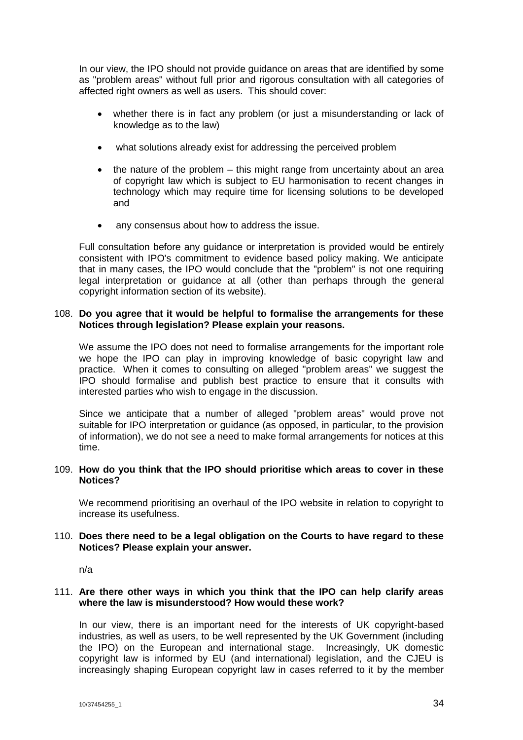In our view, the IPO should not provide guidance on areas that are identified by some as "problem areas" without full prior and rigorous consultation with all categories of affected right owners as well as users. This should cover:

- whether there is in fact any problem (or just a misunderstanding or lack of knowledge as to the law)
- what solutions already exist for addressing the perceived problem
- the nature of the problem – this might range from uncertainty about an area of copyright law which is subject to EU harmonisation to recent changes in technology which may require time for licensing solutions to be developed and
- any consensus about how to address the issue.

Full consultation before any guidance or interpretation is provided would be entirely consistent with IPO's commitment to evidence based policy making. We anticipate that in many cases, the IPO would conclude that the "problem" is not one requiring legal interpretation or guidance at all (other than perhaps through the general copyright information section of its website).

108. **Do you agree that it would be helpful to formalise the arrangements for these Notices through legislation? Please explain your reasons.**

We assume the IPO does not need to formalise arrangements for the important role we hope the IPO can play in improving knowledge of basic copyright law and practice. When it comes to consulting on alleged "problem areas" we suggest the IPO should formalise and publish best practice to ensure that it consults with interested parties who wish to engage in the discussion.

Since we anticipate that a number of alleged "problem areas" would prove not suitable for IPO interpretation or guidance (as opposed, in particular, to the provision of information), we do not see a need to make formal arrangements for notices at this time.

109. **How do you think that the IPO should prioritise which areas to cover in these Notices?**

We recommend prioritising an overhaul of the IPO website in relation to copyright to increase its usefulness.

110. **Does there need to be a legal obligation on the Courts to have regard to these Notices? Please explain your answer.**

n/a

111. **Are there other ways in which you think that the IPO can help clarify areas where the law is misunderstood? How would these work?**

In our view, there is an important need for the interests of UK copyright-based industries, as well as users, to be well represented by the UK Government (including the IPO) on the European and international stage. Increasingly, UK domestic copyright law is informed by EU (and international) legislation, and the CJEU is increasingly shaping European copyright law in cases referred to it by the member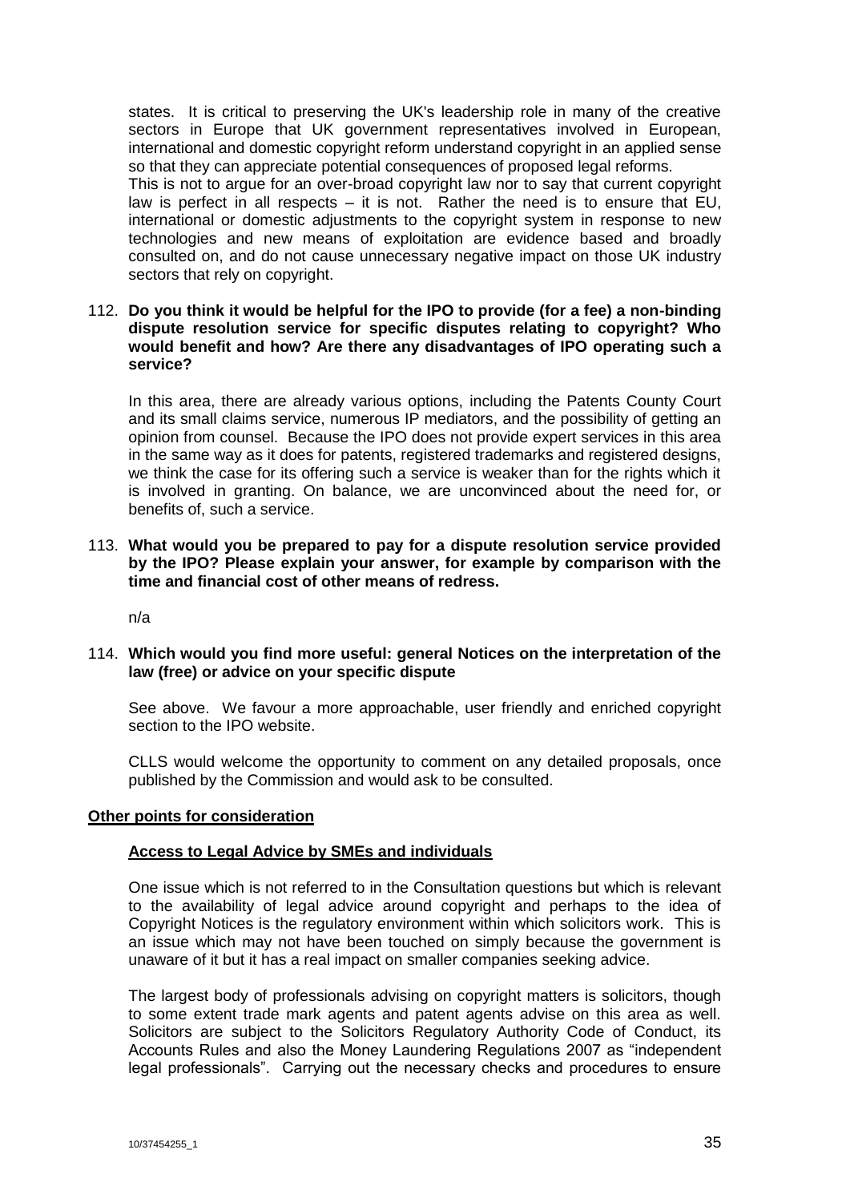states. It is critical to preserving the UK's leadership role in many of the creative sectors in Europe that UK government representatives involved in European, international and domestic copyright reform understand copyright in an applied sense so that they can appreciate potential consequences of proposed legal reforms.

This is not to argue for an over-broad copyright law nor to say that current copyright law is perfect in all respects – it is not. Rather the need is to ensure that EU, international or domestic adjustments to the copyright system in response to new technologies and new means of exploitation are evidence based and broadly consulted on, and do not cause unnecessary negative impact on those UK industry sectors that rely on copyright.

112. **Do you think it would be helpful for the IPO to provide (for a fee) a non-binding dispute resolution service for specific disputes relating to copyright? Who would benefit and how? Are there any disadvantages of IPO operating such a service?**

In this area, there are already various options, including the Patents County Court and its small claims service, numerous IP mediators, and the possibility of getting an opinion from counsel. Because the IPO does not provide expert services in this area in the same way as it does for patents, registered trademarks and registered designs, we think the case for its offering such a service is weaker than for the rights which it is involved in granting. On balance, we are unconvinced about the need for, or benefits of, such a service.

113. **What would you be prepared to pay for a dispute resolution service provided by the IPO? Please explain your answer, for example by comparison with the time and financial cost of other means of redress.**

n/a

114. **Which would you find more useful: general Notices on the interpretation of the law (free) or advice on your specific dispute**

See above. We favour a more approachable, user friendly and enriched copyright section to the IPO website.

CLLS would welcome the opportunity to comment on any detailed proposals, once published by the Commission and would ask to be consulted.

## Other points for consideration

### Access to Legal Advice by SMEs and individuals

One issue which is not referred to in the Consultation questions but which is relevant to the availability of legal advice around copyright and perhaps to the idea of Copyright Notices is the regulatory environment within which solicitors work. This is an issue which may not have been touched on simply because the government is unaware of it but it has a real impact on smaller companies seeking advice.

The largest body of professionals advising on copyright matters is solicitors, though to some extent trade mark agents and patent agents advise on this area as well. Solicitors are subject to the Solicitors Regulatory Authority Code of Conduct, its Accounts Rules and also the Money Laundering Regulations 2007 as "independent legal professionals". Carrying out the necessary checks and procedures to ensure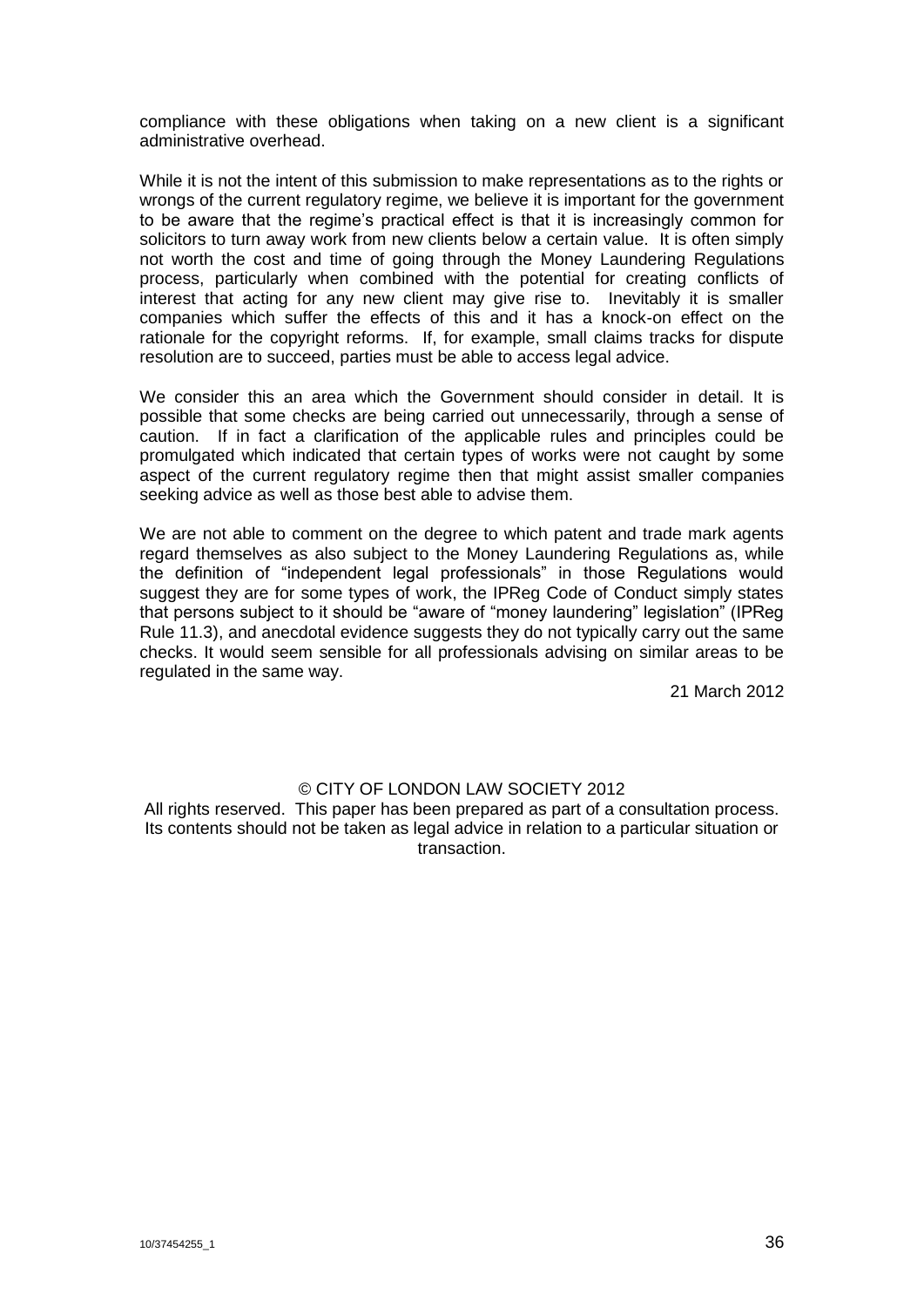compliance with these obligations when taking on a new client is a significant administrative overhead.

While it is not the intent of this submission to make representations as to the rights or wrongs of the current regulatory regime, we believe it is important for the government to be aware that the regime's practical effect is that it is increasingly common for solicitors to turn away work from new clients below a certain value. It is often simply not worth the cost and time of going through the Money Laundering Regulations process, particularly when combined with the potential for creating conflicts of interest that acting for any new client may give rise to. Inevitably it is smaller companies which suffer the effects of this and it has a knock-on effect on the rationale for the copyright reforms. If, for example, small claims tracks for dispute resolution are to succeed, parties must be able to access legal advice.

We consider this an area which the Government should consider in detail. It is possible that some checks are being carried out unnecessarily, through a sense of caution. If in fact a clarification of the applicable rules and principles could be promulgated which indicated that certain types of works were not caught by some aspect of the current regulatory regime then that might assist smaller companies seeking advice as well as those best able to advise them.

We are not able to comment on the degree to which patent and trade mark agents regard themselves as also subject to the Money Laundering Regulations as, while the definition of "independent legal professionals" in those Regulations would suggest they are for some types of work, the IPReg Code of Conduct simply states that persons subject to it should be "aware of "money laundering" legislation" (IPReg Rule 11.3), and anecdotal evidence suggests they do not typically carry out the same checks. It would seem sensible for all professionals advising on similar areas to be regulated in the same way.

21 March 2012

© CITY OF LONDON LAW SOCIETY 2012

All rights reserved. This paper has been prepared as part of a consultation process. Its contents should not be taken as legal advice in relation to a particular situation or transaction.

10/37454255_1